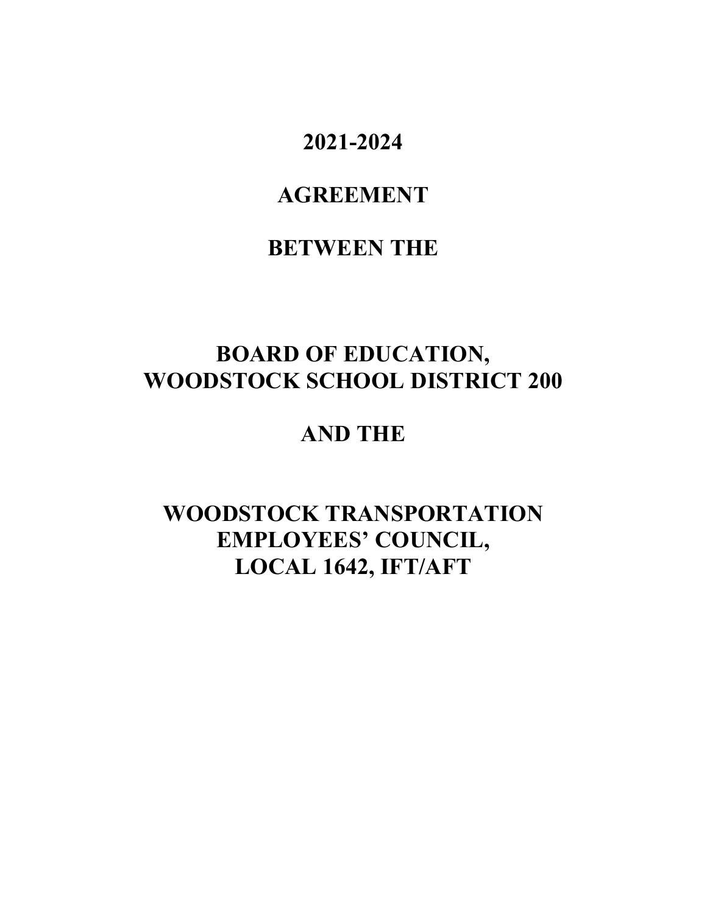# 2021-2024

# AGREEMENT

# BETWEEN THE

# BOARD OF EDUCATION, WOODSTOCK SCHOOL DISTRICT 200

# AND THE

# WOODSTOCK TRANSPORTATION EMPLOYEES' COUNCIL, LOCAL 1642, IFT/AFT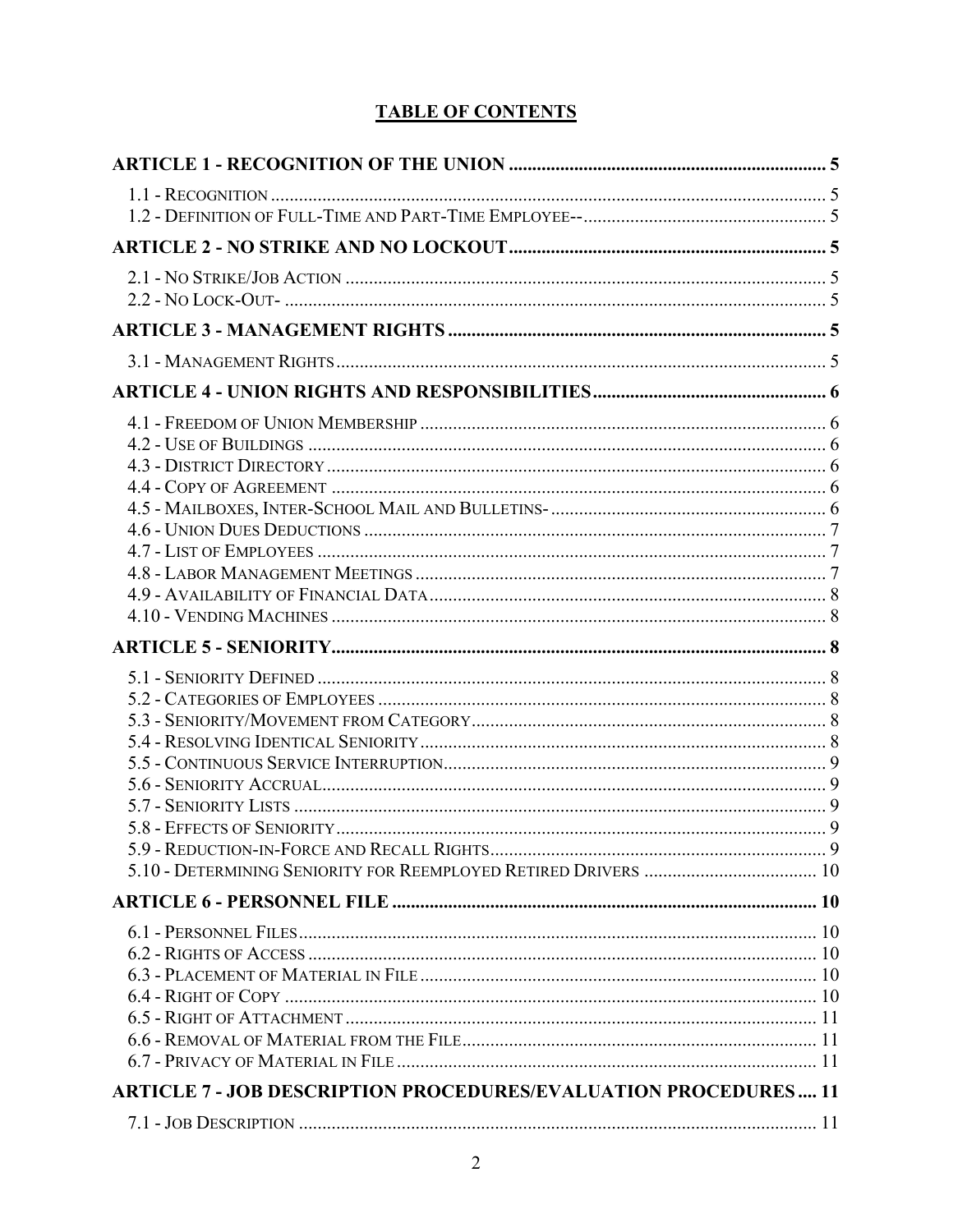# TABLE OF CONTENTS

**ARTICLE 1 - RECOGNITION OF THE UNION ..................................................................... 5**

1.1 - Recognition ..................................................................................................... 5
1.2 - Definition of Full-Time and Part-Time Employee-- ................................................. 5

**ARTICLE 2 - NO STRIKE AND NO LOCKOUT ..................................................................... 5**

2.1 - No Strike/Job Action ....................................................................................... 5
2.2 - No Lock-Out- ................................................................................................... 5

**ARTICLE 3 - MANAGEMENT RIGHTS ..................................................................... 5**

3.1 - Management Rights ......................................................................................... 5

**ARTICLE 4 - UNION RIGHTS AND RESPONSIBILITIES ..................................................................... 6**

4.1 - Freedom of Union Membership ......................................................................... 6
4.2 - Use of Buildings ............................................................................................. 6
4.3 - District Directory ........................................................................................... 6
4.4 - Copy of Agreement ......................................................................................... 6
4.5 - Mailboxes, Inter-School Mail and Bulletins- ...................................................... 6
4.6 - Union Dues Deductions ................................................................................... 7
4.7 - List of Employees ........................................................................................... 7
4.8 - Labor Management Meetings ........................................................................... 7
4.9 - Availability of Financial Data .......................................................................... 8
4.10 - Vending Machines ......................................................................................... 8

**ARTICLE 5 - SENIORITY ..................................................................... 8**

5.1 - Seniority Defined ............................................................................................ 8
5.2 - Categories of Employees ................................................................................. 8
5.3 - Seniority/Movement from Category .................................................................. 8
5.4 - Resolving Identical Seniority ........................................................................... 8
5.5 - Continuous Service Interruption ....................................................................... 9
5.6 - Seniority Accrual ............................................................................................ 9
5.7 - Seniority Lists ................................................................................................ 9
5.8 - Effects of Seniority ......................................................................................... 9
5.9 - Reduction-in-Force and Recall Rights ............................................................... 9
5.10 - Determining Seniority for Reemployed Retired Drivers .................................... 10

**ARTICLE 6 - PERSONNEL FILE ..................................................................... 10**

6.1 - Personnel Files ............................................................................................... 10
6.2 - Rights of Access ............................................................................................. 10
6.3 - Placement of Material in File ........................................................................... 10
6.4 - Right of Copy ................................................................................................. 10
6.5 - Right of Attachment ........................................................................................ 11
6.6 - Removal of Material from the File .................................................................... 11
6.7 - Privacy of Material in File ............................................................................... 11

**ARTICLE 7 - JOB DESCRIPTION PROCEDURES/EVALUATION PROCEDURES .... 11**

7.1 - Job Description ............................................................................................... 11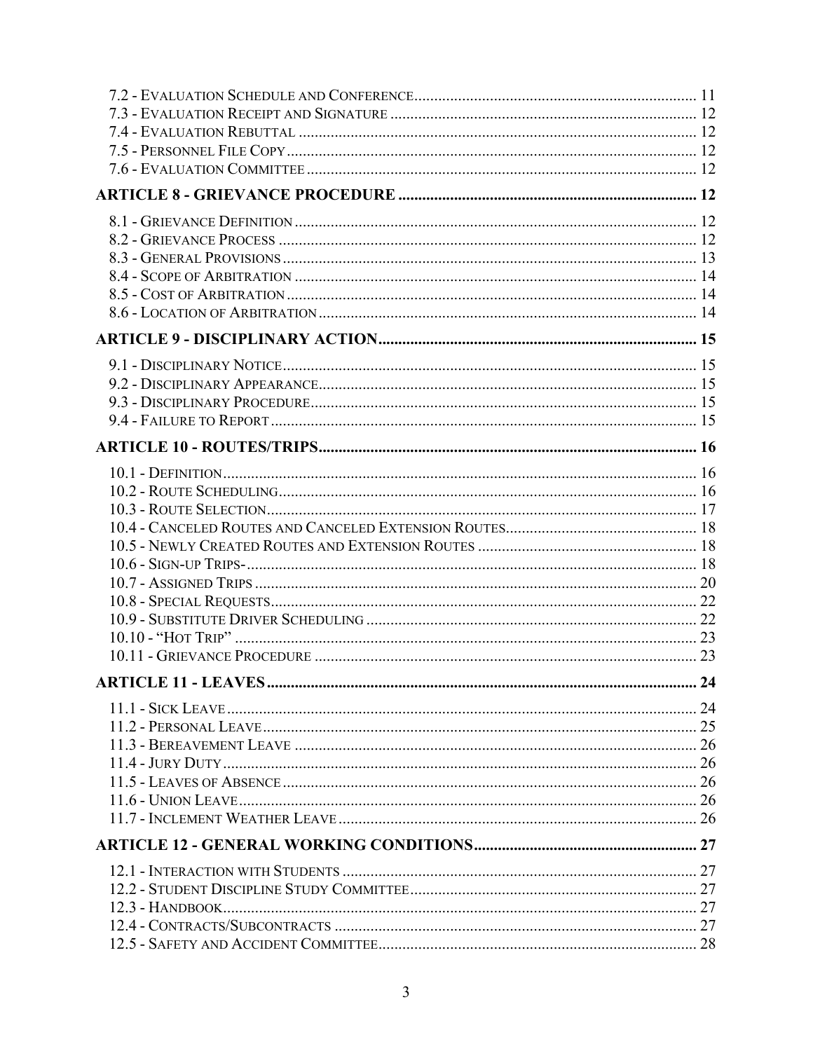7.2 - Evaluation Schedule and Conference ........ 11
7.3 - Evaluation Receipt and Signature ........ 12
7.4 - Evaluation Rebuttal ........ 12
7.5 - Personnel File Copy ........ 12
7.6 - Evaluation Committee ........ 12

**ARTICLE 8 - GRIEVANCE PROCEDURE ........ 12**

8.1 - Grievance Definition ........ 12
8.2 - Grievance Process ........ 12
8.3 - General Provisions ........ 13
8.4 - Scope of Arbitration ........ 14
8.5 - Cost of Arbitration ........ 14
8.6 - Location of Arbitration ........ 14

**ARTICLE 9 - DISCIPLINARY ACTION ........ 15**

9.1 - Disciplinary Notice ........ 15
9.2 - Disciplinary Appearance ........ 15
9.3 - Disciplinary Procedure ........ 15
9.4 - Failure to Report ........ 15

**ARTICLE 10 - ROUTES/TRIPS ........ 16**

10.1 - Definition ........ 16
10.2 - Route Scheduling ........ 16
10.3 - Route Selection ........ 17
10.4 - Canceled Routes and Canceled Extension Routes ........ 18
10.5 - Newly Created Routes and Extension Routes ........ 18
10.6 - Sign-up Trips- ........ 18
10.7 - Assigned Trips ........ 20
10.8 - Special Requests ........ 22
10.9 - Substitute Driver Scheduling ........ 22
10.10 - "Hot Trip" ........ 23
10.11 - Grievance Procedure ........ 23

**ARTICLE 11 - LEAVES ........ 24**

11.1 - Sick Leave ........ 24
11.2 - Personal Leave ........ 25
11.3 - Bereavement Leave ........ 26
11.4 - Jury Duty ........ 26
11.5 - Leaves of Absence ........ 26
11.6 - Union Leave ........ 26
11.7 - Inclement Weather Leave ........ 26

**ARTICLE 12 - GENERAL WORKING CONDITIONS ........ 27**

12.1 - Interaction with Students ........ 27
12.2 - Student Discipline Study Committee ........ 27
12.3 - Handbook ........ 27
12.4 - Contracts/Subcontracts ........ 27
12.5 - Safety and Accident Committee ........ 28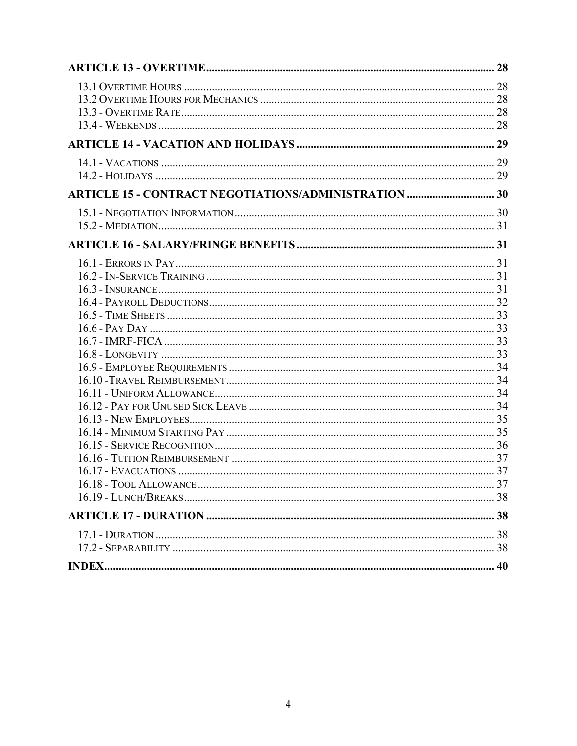**ARTICLE 13 - OVERTIME** ..................................................................................................... 28

13.1 Overtime Hours ............................................................................................................. 28
13.2 Overtime Hours for Mechanics ..................................................................................... 28
13.3 - Overtime Rate ............................................................................................................. 28
13.4 - Weekends ................................................................................................................... 28

**ARTICLE 14 - VACATION AND HOLIDAYS** ..................................................................... 29

14.1 - Vacations .................................................................................................................... 29
14.2 - Holidays ..................................................................................................................... 29

**ARTICLE 15 - CONTRACT NEGOTIATIONS/ADMINISTRATION** .............................. 30

15.1 - Negotiation Information ............................................................................................. 30
15.2 - Mediation ................................................................................................................... 31

**ARTICLE 16 - SALARY/FRINGE BENEFITS** ..................................................................... 31

16.1 - Errors in Pay ............................................................................................................... 31
16.2 - In-Service Training ..................................................................................................... 31
16.3 - Insurance .................................................................................................................... 31
16.4 - Payroll Deductions ..................................................................................................... 32
16.5 - Time Sheets ................................................................................................................ 33
16.6 - Pay Day ...................................................................................................................... 33
16.7 - IMRF-FICA ................................................................................................................ 33
16.8 - Longevity ................................................................................................................... 33
16.9 - Employee Requirements ............................................................................................. 34
16.10 -Travel Reimbursement ............................................................................................... 34
16.11 - Uniform Allowance .................................................................................................. 34
16.12 - Pay for Unused Sick Leave ....................................................................................... 34
16.13 - New Employees ........................................................................................................ 35
16.14 - Minimum Starting Pay .............................................................................................. 35
16.15 - Service Recognition .................................................................................................. 36
16.16 - Tuition Reimbursement ............................................................................................ 37
16.17 - Evacuations ............................................................................................................... 37
16.18 - Tool Allowance ......................................................................................................... 37
16.19 - Lunch/Breaks ............................................................................................................ 38

**ARTICLE 17 - DURATION** ..................................................................................................... 38

17.1 - Duration ...................................................................................................................... 38
17.2 - Separability ................................................................................................................. 38

**INDEX** ......................................................................................................................................... 40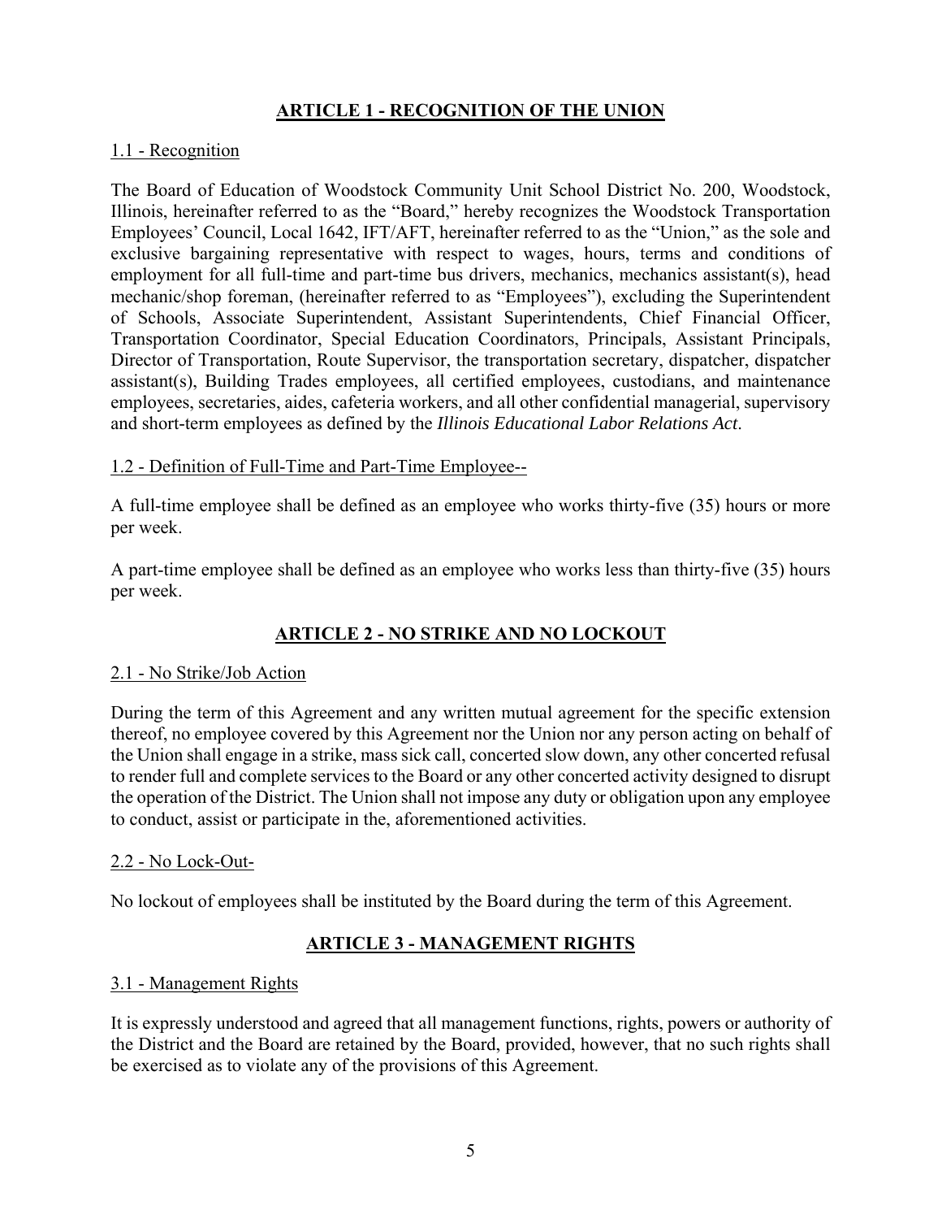## ARTICLE 1 - RECOGNITION OF THE UNION

### 1.1 - Recognition

The Board of Education of Woodstock Community Unit School District No. 200, Woodstock, Illinois, hereinafter referred to as the "Board," hereby recognizes the Woodstock Transportation Employees' Council, Local 1642, IFT/AFT, hereinafter referred to as the "Union," as the sole and exclusive bargaining representative with respect to wages, hours, terms and conditions of employment for all full-time and part-time bus drivers, mechanics, mechanics assistant(s), head mechanic/shop foreman, (hereinafter referred to as "Employees"), excluding the Superintendent of Schools, Associate Superintendent, Assistant Superintendents, Chief Financial Officer, Transportation Coordinator, Special Education Coordinators, Principals, Assistant Principals, Director of Transportation, Route Supervisor, the transportation secretary, dispatcher, dispatcher assistant(s), Building Trades employees, all certified employees, custodians, and maintenance employees, secretaries, aides, cafeteria workers, and all other confidential managerial, supervisory and short-term employees as defined by the *Illinois Educational Labor Relations Act*.

### 1.2 - Definition of Full-Time and Part-Time Employee--

A full-time employee shall be defined as an employee who works thirty-five (35) hours or more per week.

A part-time employee shall be defined as an employee who works less than thirty-five (35) hours per week.

## ARTICLE 2 - NO STRIKE AND NO LOCKOUT

### 2.1 - No Strike/Job Action

During the term of this Agreement and any written mutual agreement for the specific extension thereof, no employee covered by this Agreement nor the Union nor any person acting on behalf of the Union shall engage in a strike, mass sick call, concerted slow down, any other concerted refusal to render full and complete services to the Board or any other concerted activity designed to disrupt the operation of the District. The Union shall not impose any duty or obligation upon any employee to conduct, assist or participate in the, aforementioned activities.

### 2.2 - No Lock-Out-

No lockout of employees shall be instituted by the Board during the term of this Agreement.

## ARTICLE 3 - MANAGEMENT RIGHTS

### 3.1 - Management Rights

It is expressly understood and agreed that all management functions, rights, powers or authority of the District and the Board are retained by the Board, provided, however, that no such rights shall be exercised as to violate any of the provisions of this Agreement.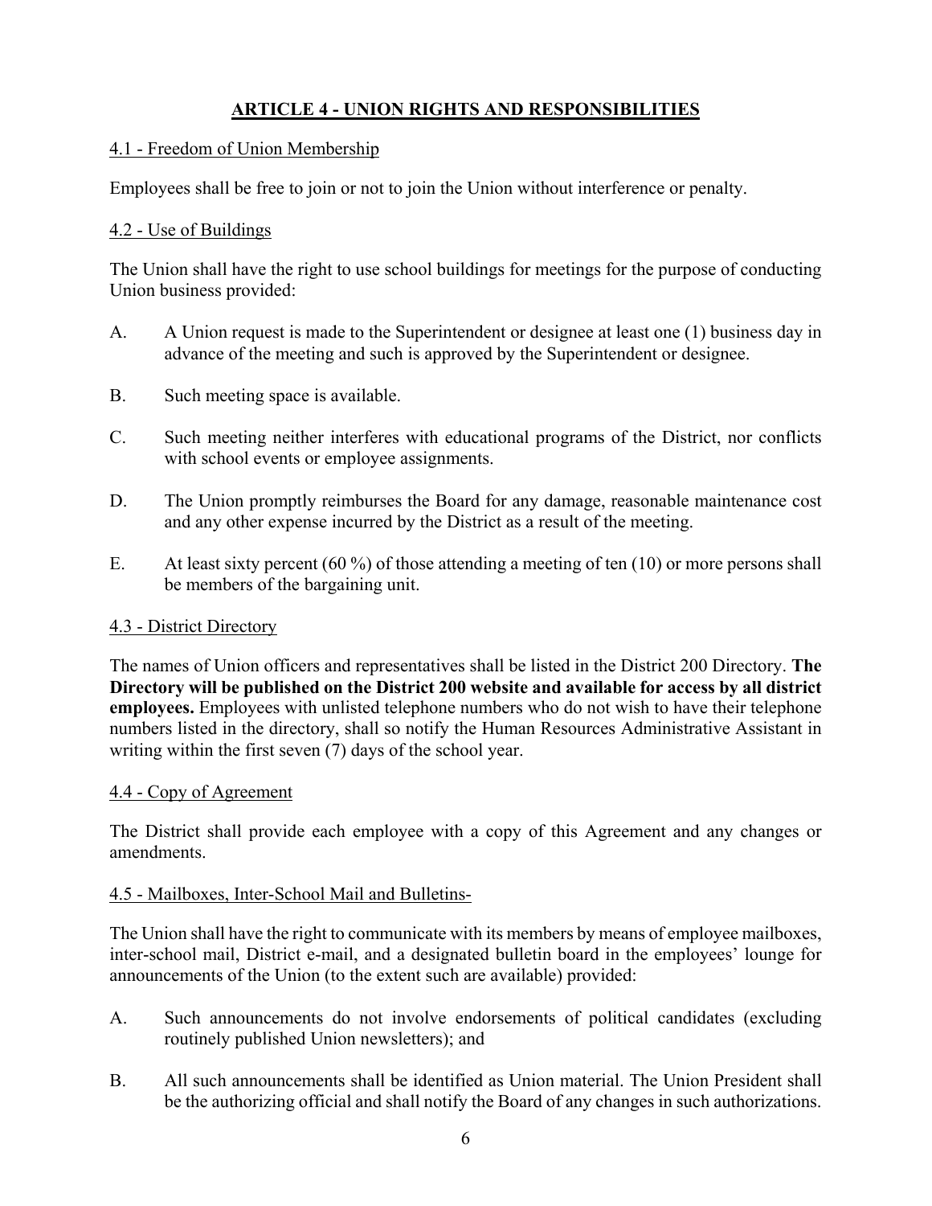## ARTICLE 4 - UNION RIGHTS AND RESPONSIBILITIES

### 4.1 - Freedom of Union Membership

Employees shall be free to join or not to join the Union without interference or penalty.

### 4.2 - Use of Buildings

The Union shall have the right to use school buildings for meetings for the purpose of conducting Union business provided:

A. A Union request is made to the Superintendent or designee at least one (1) business day in advance of the meeting and such is approved by the Superintendent or designee.

B. Such meeting space is available.

C. Such meeting neither interferes with educational programs of the District, nor conflicts with school events or employee assignments.

D. The Union promptly reimburses the Board for any damage, reasonable maintenance cost and any other expense incurred by the District as a result of the meeting.

E. At least sixty percent (60 %) of those attending a meeting of ten (10) or more persons shall be members of the bargaining unit.

### 4.3 - District Directory

The names of Union officers and representatives shall be listed in the District 200 Directory. **The Directory will be published on the District 200 website and available for access by all district employees.** Employees with unlisted telephone numbers who do not wish to have their telephone numbers listed in the directory, shall so notify the Human Resources Administrative Assistant in writing within the first seven (7) days of the school year.

### 4.4 - Copy of Agreement

The District shall provide each employee with a copy of this Agreement and any changes or amendments.

### 4.5 - Mailboxes, Inter-School Mail and Bulletins-

The Union shall have the right to communicate with its members by means of employee mailboxes, inter-school mail, District e-mail, and a designated bulletin board in the employees' lounge for announcements of the Union (to the extent such are available) provided:

A. Such announcements do not involve endorsements of political candidates (excluding routinely published Union newsletters); and

B. All such announcements shall be identified as Union material. The Union President shall be the authorizing official and shall notify the Board of any changes in such authorizations.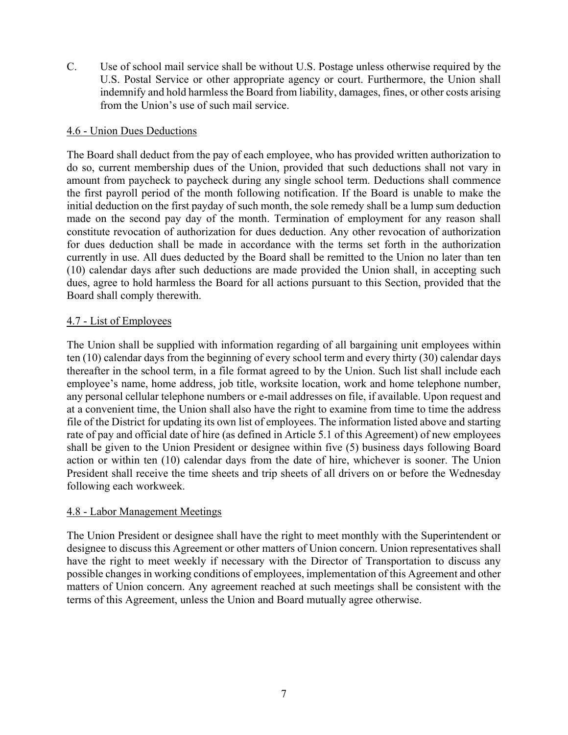C. Use of school mail service shall be without U.S. Postage unless otherwise required by the U.S. Postal Service or other appropriate agency or court. Furthermore, the Union shall indemnify and hold harmless the Board from liability, damages, fines, or other costs arising from the Union's use of such mail service.

## 4.6 - Union Dues Deductions

The Board shall deduct from the pay of each employee, who has provided written authorization to do so, current membership dues of the Union, provided that such deductions shall not vary in amount from paycheck to paycheck during any single school term. Deductions shall commence the first payroll period of the month following notification. If the Board is unable to make the initial deduction on the first payday of such month, the sole remedy shall be a lump sum deduction made on the second pay day of the month. Termination of employment for any reason shall constitute revocation of authorization for dues deduction. Any other revocation of authorization for dues deduction shall be made in accordance with the terms set forth in the authorization currently in use. All dues deducted by the Board shall be remitted to the Union no later than ten (10) calendar days after such deductions are made provided the Union shall, in accepting such dues, agree to hold harmless the Board for all actions pursuant to this Section, provided that the Board shall comply therewith.

## 4.7 - List of Employees

The Union shall be supplied with information regarding of all bargaining unit employees within ten (10) calendar days from the beginning of every school term and every thirty (30) calendar days thereafter in the school term, in a file format agreed to by the Union. Such list shall include each employee's name, home address, job title, worksite location, work and home telephone number, any personal cellular telephone numbers or e-mail addresses on file, if available. Upon request and at a convenient time, the Union shall also have the right to examine from time to time the address file of the District for updating its own list of employees. The information listed above and starting rate of pay and official date of hire (as defined in Article 5.1 of this Agreement) of new employees shall be given to the Union President or designee within five (5) business days following Board action or within ten (10) calendar days from the date of hire, whichever is sooner. The Union President shall receive the time sheets and trip sheets of all drivers on or before the Wednesday following each workweek.

## 4.8 - Labor Management Meetings

The Union President or designee shall have the right to meet monthly with the Superintendent or designee to discuss this Agreement or other matters of Union concern. Union representatives shall have the right to meet weekly if necessary with the Director of Transportation to discuss any possible changes in working conditions of employees, implementation of this Agreement and other matters of Union concern. Any agreement reached at such meetings shall be consistent with the terms of this Agreement, unless the Union and Board mutually agree otherwise.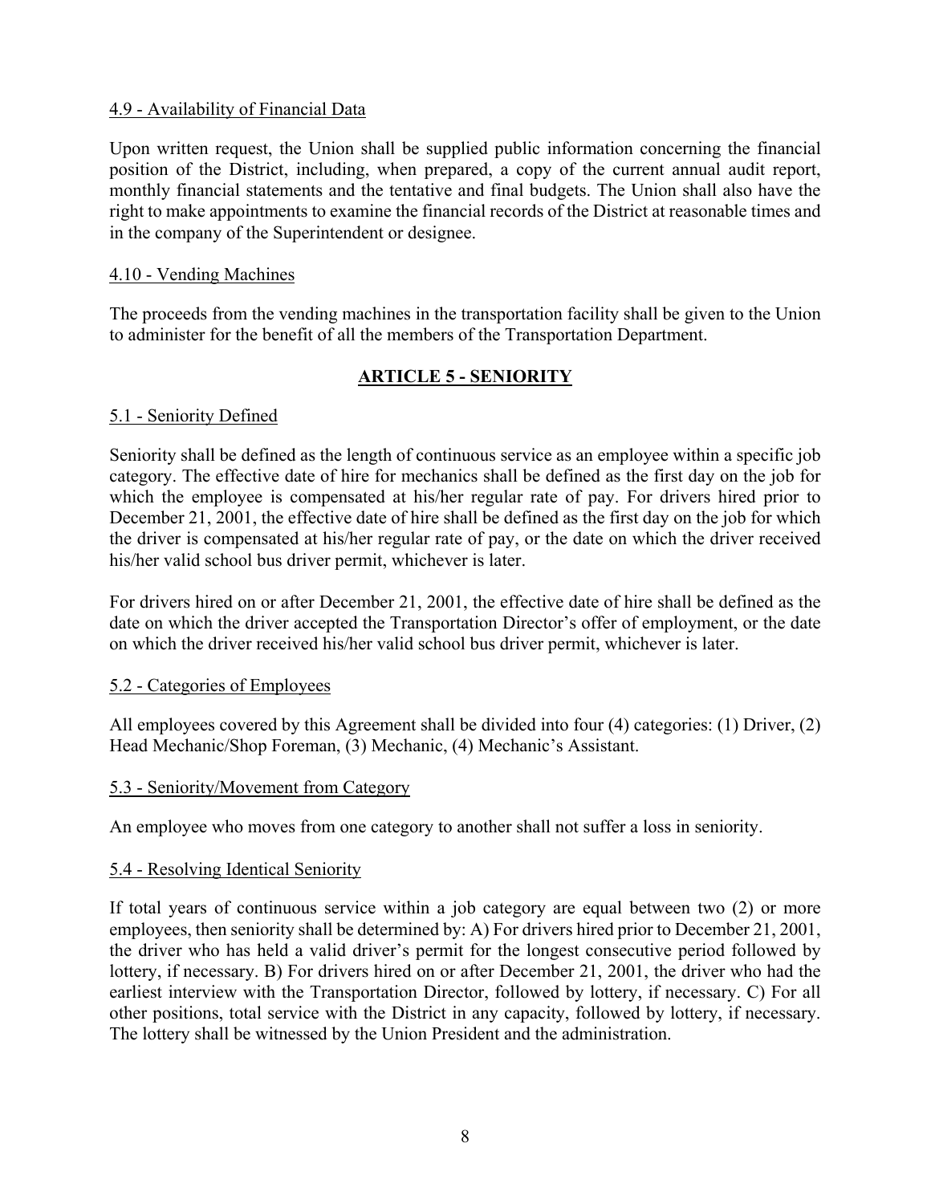4.9 - Availability of Financial Data

Upon written request, the Union shall be supplied public information concerning the financial position of the District, including, when prepared, a copy of the current annual audit report, monthly financial statements and the tentative and final budgets. The Union shall also have the right to make appointments to examine the financial records of the District at reasonable times and in the company of the Superintendent or designee.

4.10 - Vending Machines

The proceeds from the vending machines in the transportation facility shall be given to the Union to administer for the benefit of all the members of the Transportation Department.

## ARTICLE 5 - SENIORITY

5.1 - Seniority Defined

Seniority shall be defined as the length of continuous service as an employee within a specific job category. The effective date of hire for mechanics shall be defined as the first day on the job for which the employee is compensated at his/her regular rate of pay. For drivers hired prior to December 21, 2001, the effective date of hire shall be defined as the first day on the job for which the driver is compensated at his/her regular rate of pay, or the date on which the driver received his/her valid school bus driver permit, whichever is later.

For drivers hired on or after December 21, 2001, the effective date of hire shall be defined as the date on which the driver accepted the Transportation Director's offer of employment, or the date on which the driver received his/her valid school bus driver permit, whichever is later.

5.2 - Categories of Employees

All employees covered by this Agreement shall be divided into four (4) categories: (1) Driver, (2) Head Mechanic/Shop Foreman, (3) Mechanic, (4) Mechanic's Assistant.

5.3 - Seniority/Movement from Category

An employee who moves from one category to another shall not suffer a loss in seniority.

5.4 - Resolving Identical Seniority

If total years of continuous service within a job category are equal between two (2) or more employees, then seniority shall be determined by: A) For drivers hired prior to December 21, 2001, the driver who has held a valid driver's permit for the longest consecutive period followed by lottery, if necessary. B) For drivers hired on or after December 21, 2001, the driver who had the earliest interview with the Transportation Director, followed by lottery, if necessary. C) For all other positions, total service with the District in any capacity, followed by lottery, if necessary. The lottery shall be witnessed by the Union President and the administration.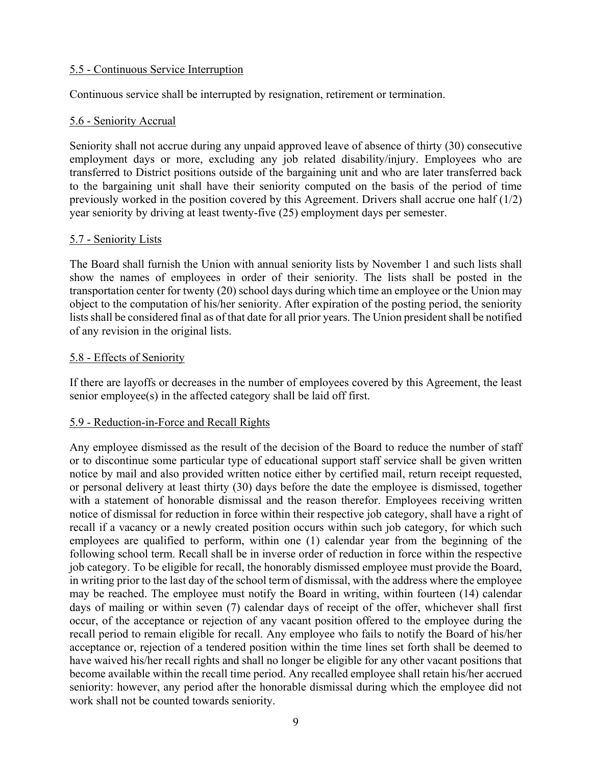### 5.5 - Continuous Service Interruption

Continuous service shall be interrupted by resignation, retirement or termination.

### 5.6 - Seniority Accrual

Seniority shall not accrue during any unpaid approved leave of absence of thirty (30) consecutive employment days or more, excluding any job related disability/injury. Employees who are transferred to District positions outside of the bargaining unit and who are later transferred back to the bargaining unit shall have their seniority computed on the basis of the period of time previously worked in the position covered by this Agreement. Drivers shall accrue one half (1/2) year seniority by driving at least twenty-five (25) employment days per semester.

### 5.7 - Seniority Lists

The Board shall furnish the Union with annual seniority lists by November 1 and such lists shall show the names of employees in order of their seniority. The lists shall be posted in the transportation center for twenty (20) school days during which time an employee or the Union may object to the computation of his/her seniority. After expiration of the posting period, the seniority lists shall be considered final as of that date for all prior years. The Union president shall be notified of any revision in the original lists.

### 5.8 - Effects of Seniority

If there are layoffs or decreases in the number of employees covered by this Agreement, the least senior employee(s) in the affected category shall be laid off first.

### 5.9 - Reduction-in-Force and Recall Rights

Any employee dismissed as the result of the decision of the Board to reduce the number of staff or to discontinue some particular type of educational support staff service shall be given written notice by mail and also provided written notice either by certified mail, return receipt requested, or personal delivery at least thirty (30) days before the date the employee is dismissed, together with a statement of honorable dismissal and the reason therefor. Employees receiving written notice of dismissal for reduction in force within their respective job category, shall have a right of recall if a vacancy or a newly created position occurs within such job category, for which such employees are qualified to perform, within one (1) calendar year from the beginning of the following school term. Recall shall be in inverse order of reduction in force within the respective job category. To be eligible for recall, the honorably dismissed employee must provide the Board, in writing prior to the last day of the school term of dismissal, with the address where the employee may be reached. The employee must notify the Board in writing, within fourteen (14) calendar days of mailing or within seven (7) calendar days of receipt of the offer, whichever shall first occur, of the acceptance or rejection of any vacant position offered to the employee during the recall period to remain eligible for recall. Any employee who fails to notify the Board of his/her acceptance or, rejection of a tendered position within the time lines set forth shall be deemed to have waived his/her recall rights and shall no longer be eligible for any other vacant positions that become available within the recall time period. Any recalled employee shall retain his/her accrued seniority: however, any period after the honorable dismissal during which the employee did not work shall not be counted towards seniority.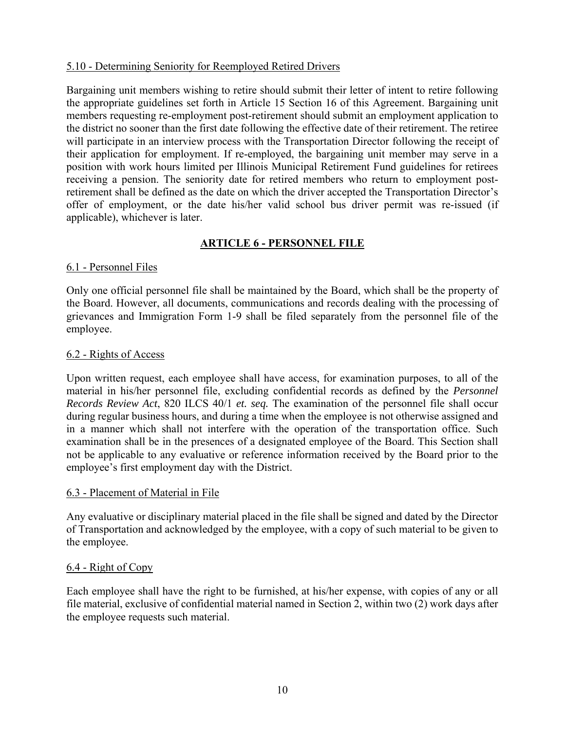5.10 - Determining Seniority for Reemployed Retired Drivers

Bargaining unit members wishing to retire should submit their letter of intent to retire following the appropriate guidelines set forth in Article 15 Section 16 of this Agreement. Bargaining unit members requesting re-employment post-retirement should submit an employment application to the district no sooner than the first date following the effective date of their retirement. The retiree will participate in an interview process with the Transportation Director following the receipt of their application for employment. If re-employed, the bargaining unit member may serve in a position with work hours limited per Illinois Municipal Retirement Fund guidelines for retirees receiving a pension. The seniority date for retired members who return to employment post-retirement shall be defined as the date on which the driver accepted the Transportation Director's offer of employment, or the date his/her valid school bus driver permit was re-issued (if applicable), whichever is later.

## ARTICLE 6 - PERSONNEL FILE

6.1 - Personnel Files

Only one official personnel file shall be maintained by the Board, which shall be the property of the Board. However, all documents, communications and records dealing with the processing of grievances and Immigration Form 1-9 shall be filed separately from the personnel file of the employee.

6.2 - Rights of Access

Upon written request, each employee shall have access, for examination purposes, to all of the material in his/her personnel file, excluding confidential records as defined by the *Personnel Records Review Act*, 820 ILCS 40/1 *et. seq.* The examination of the personnel file shall occur during regular business hours, and during a time when the employee is not otherwise assigned and in a manner which shall not interfere with the operation of the transportation office. Such examination shall be in the presences of a designated employee of the Board. This Section shall not be applicable to any evaluative or reference information received by the Board prior to the employee's first employment day with the District.

6.3 - Placement of Material in File

Any evaluative or disciplinary material placed in the file shall be signed and dated by the Director of Transportation and acknowledged by the employee, with a copy of such material to be given to the employee.

6.4 - Right of Copy

Each employee shall have the right to be furnished, at his/her expense, with copies of any or all file material, exclusive of confidential material named in Section 2, within two (2) work days after the employee requests such material.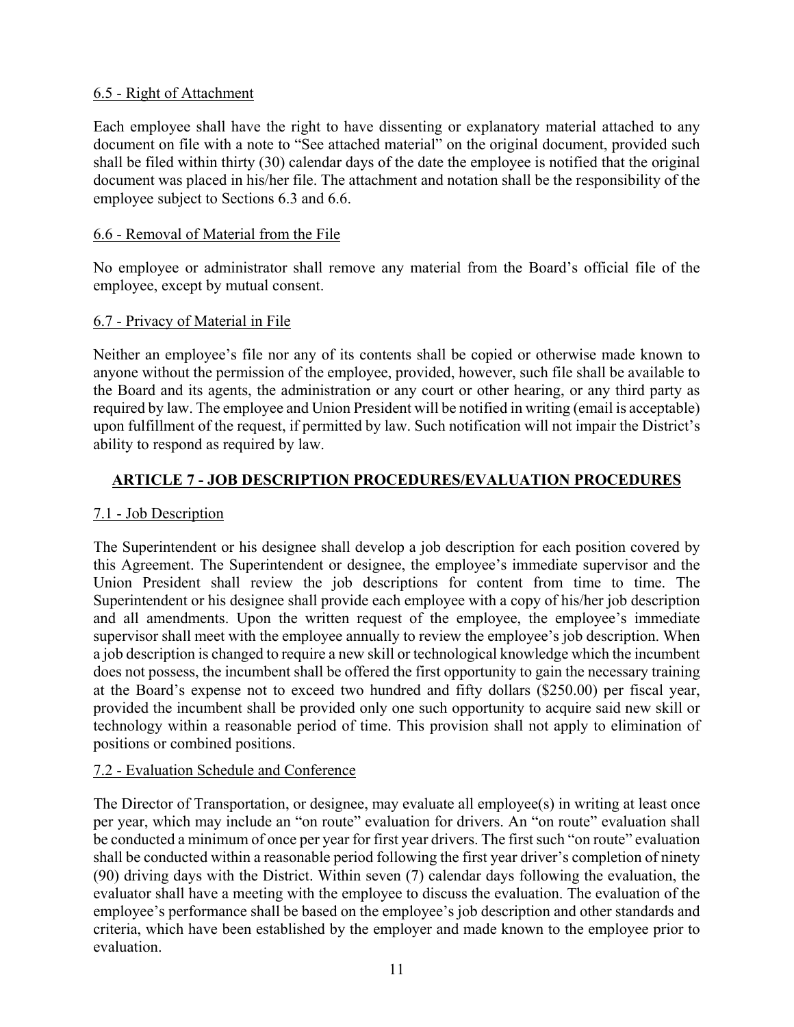6.5 - Right of Attachment

Each employee shall have the right to have dissenting or explanatory material attached to any document on file with a note to "See attached material" on the original document, provided such shall be filed within thirty (30) calendar days of the date the employee is notified that the original document was placed in his/her file. The attachment and notation shall be the responsibility of the employee subject to Sections 6.3 and 6.6.

6.6 - Removal of Material from the File

No employee or administrator shall remove any material from the Board's official file of the employee, except by mutual consent.

6.7 - Privacy of Material in File

Neither an employee's file nor any of its contents shall be copied or otherwise made known to anyone without the permission of the employee, provided, however, such file shall be available to the Board and its agents, the administration or any court or other hearing, or any third party as required by law. The employee and Union President will be notified in writing (email is acceptable) upon fulfillment of the request, if permitted by law. Such notification will not impair the District's ability to respond as required by law.

## ARTICLE 7 - JOB DESCRIPTION PROCEDURES/EVALUATION PROCEDURES

7.1 - Job Description

The Superintendent or his designee shall develop a job description for each position covered by this Agreement. The Superintendent or designee, the employee's immediate supervisor and the Union President shall review the job descriptions for content from time to time. The Superintendent or his designee shall provide each employee with a copy of his/her job description and all amendments. Upon the written request of the employee, the employee's immediate supervisor shall meet with the employee annually to review the employee's job description. When a job description is changed to require a new skill or technological knowledge which the incumbent does not possess, the incumbent shall be offered the first opportunity to gain the necessary training at the Board's expense not to exceed two hundred and fifty dollars ($250.00) per fiscal year, provided the incumbent shall be provided only one such opportunity to acquire said new skill or technology within a reasonable period of time. This provision shall not apply to elimination of positions or combined positions.

7.2 - Evaluation Schedule and Conference

The Director of Transportation, or designee, may evaluate all employee(s) in writing at least once per year, which may include an "on route" evaluation for drivers. An "on route" evaluation shall be conducted a minimum of once per year for first year drivers. The first such "on route" evaluation shall be conducted within a reasonable period following the first year driver's completion of ninety (90) driving days with the District. Within seven (7) calendar days following the evaluation, the evaluator shall have a meeting with the employee to discuss the evaluation. The evaluation of the employee's performance shall be based on the employee's job description and other standards and criteria, which have been established by the employer and made known to the employee prior to evaluation.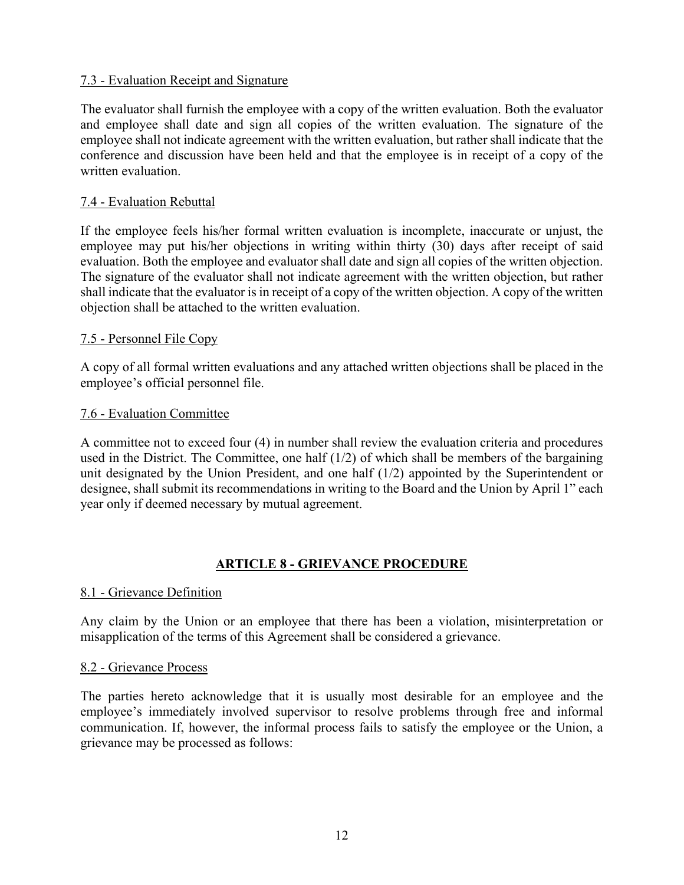7.3 - Evaluation Receipt and Signature

The evaluator shall furnish the employee with a copy of the written evaluation. Both the evaluator and employee shall date and sign all copies of the written evaluation. The signature of the employee shall not indicate agreement with the written evaluation, but rather shall indicate that the conference and discussion have been held and that the employee is in receipt of a copy of the written evaluation.

7.4 - Evaluation Rebuttal

If the employee feels his/her formal written evaluation is incomplete, inaccurate or unjust, the employee may put his/her objections in writing within thirty (30) days after receipt of said evaluation. Both the employee and evaluator shall date and sign all copies of the written objection. The signature of the evaluator shall not indicate agreement with the written objection, but rather shall indicate that the evaluator is in receipt of a copy of the written objection. A copy of the written objection shall be attached to the written evaluation.

7.5 - Personnel File Copy

A copy of all formal written evaluations and any attached written objections shall be placed in the employee's official personnel file.

7.6 - Evaluation Committee

A committee not to exceed four (4) in number shall review the evaluation criteria and procedures used in the District. The Committee, one half (1/2) of which shall be members of the bargaining unit designated by the Union President, and one half (1/2) appointed by the Superintendent or designee, shall submit its recommendations in writing to the Board and the Union by April 1" each year only if deemed necessary by mutual agreement.

## ARTICLE 8 - GRIEVANCE PROCEDURE

8.1 - Grievance Definition

Any claim by the Union or an employee that there has been a violation, misinterpretation or misapplication of the terms of this Agreement shall be considered a grievance.

8.2 - Grievance Process

The parties hereto acknowledge that it is usually most desirable for an employee and the employee's immediately involved supervisor to resolve problems through free and informal communication. If, however, the informal process fails to satisfy the employee or the Union, a grievance may be processed as follows: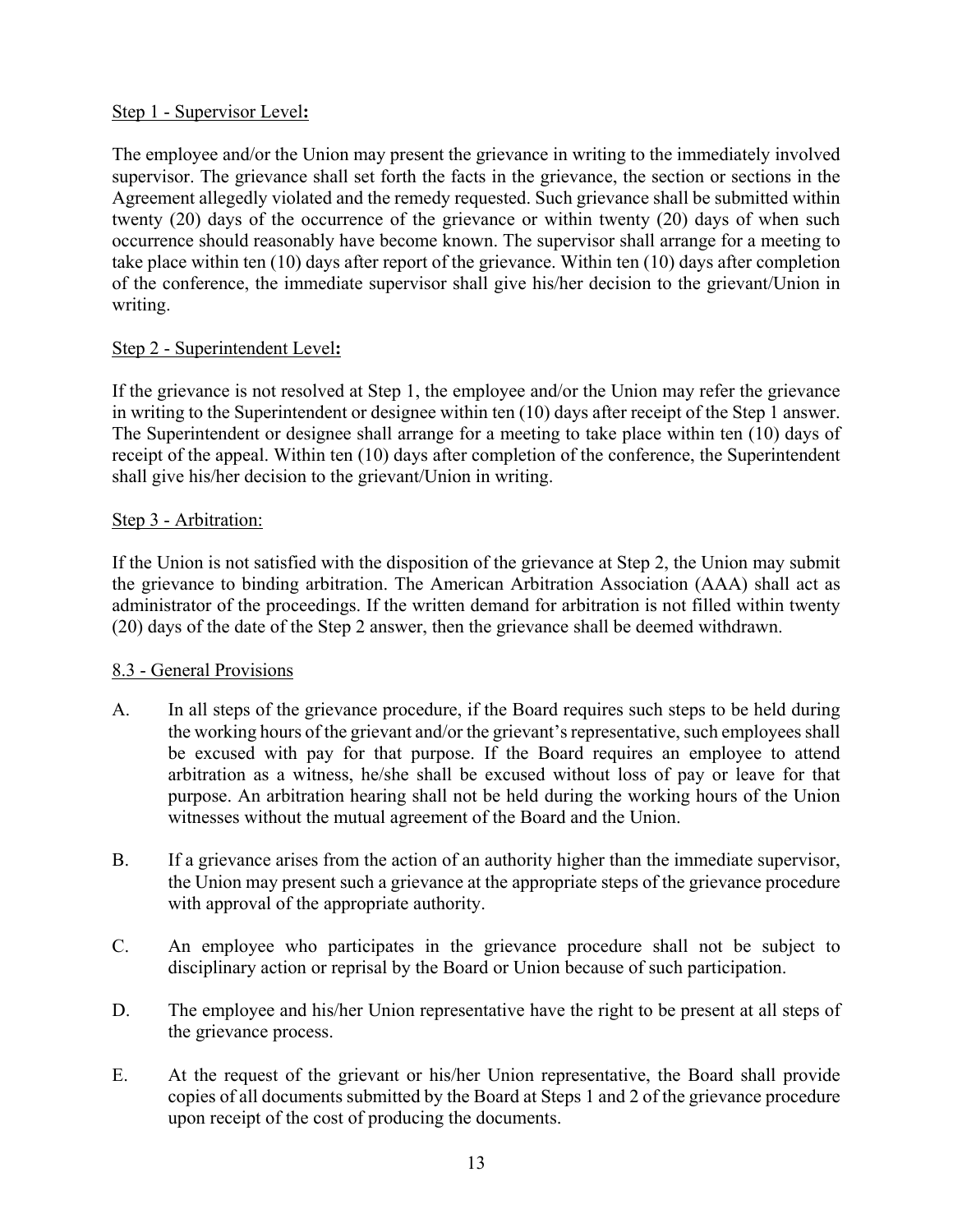Step 1 - Supervisor Level**:**

The employee and/or the Union may present the grievance in writing to the immediately involved supervisor. The grievance shall set forth the facts in the grievance, the section or sections in the Agreement allegedly violated and the remedy requested. Such grievance shall be submitted within twenty (20) days of the occurrence of the grievance or within twenty (20) days of when such occurrence should reasonably have become known. The supervisor shall arrange for a meeting to take place within ten (10) days after report of the grievance. Within ten (10) days after completion of the conference, the immediate supervisor shall give his/her decision to the grievant/Union in writing.

Step 2 - Superintendent Level**:**

If the grievance is not resolved at Step 1, the employee and/or the Union may refer the grievance in writing to the Superintendent or designee within ten (10) days after receipt of the Step 1 answer. The Superintendent or designee shall arrange for a meeting to take place within ten (10) days of receipt of the appeal. Within ten (10) days after completion of the conference, the Superintendent shall give his/her decision to the grievant/Union in writing.

Step 3 - Arbitration:

If the Union is not satisfied with the disposition of the grievance at Step 2, the Union may submit the grievance to binding arbitration. The American Arbitration Association (AAA) shall act as administrator of the proceedings. If the written demand for arbitration is not filled within twenty (20) days of the date of the Step 2 answer, then the grievance shall be deemed withdrawn.

8.3 - General Provisions

A. In all steps of the grievance procedure, if the Board requires such steps to be held during the working hours of the grievant and/or the grievant's representative, such employees shall be excused with pay for that purpose. If the Board requires an employee to attend arbitration as a witness, he/she shall be excused without loss of pay or leave for that purpose. An arbitration hearing shall not be held during the working hours of the Union witnesses without the mutual agreement of the Board and the Union.

B. If a grievance arises from the action of an authority higher than the immediate supervisor, the Union may present such a grievance at the appropriate steps of the grievance procedure with approval of the appropriate authority.

C. An employee who participates in the grievance procedure shall not be subject to disciplinary action or reprisal by the Board or Union because of such participation.

D. The employee and his/her Union representative have the right to be present at all steps of the grievance process.

E. At the request of the grievant or his/her Union representative, the Board shall provide copies of all documents submitted by the Board at Steps 1 and 2 of the grievance procedure upon receipt of the cost of producing the documents.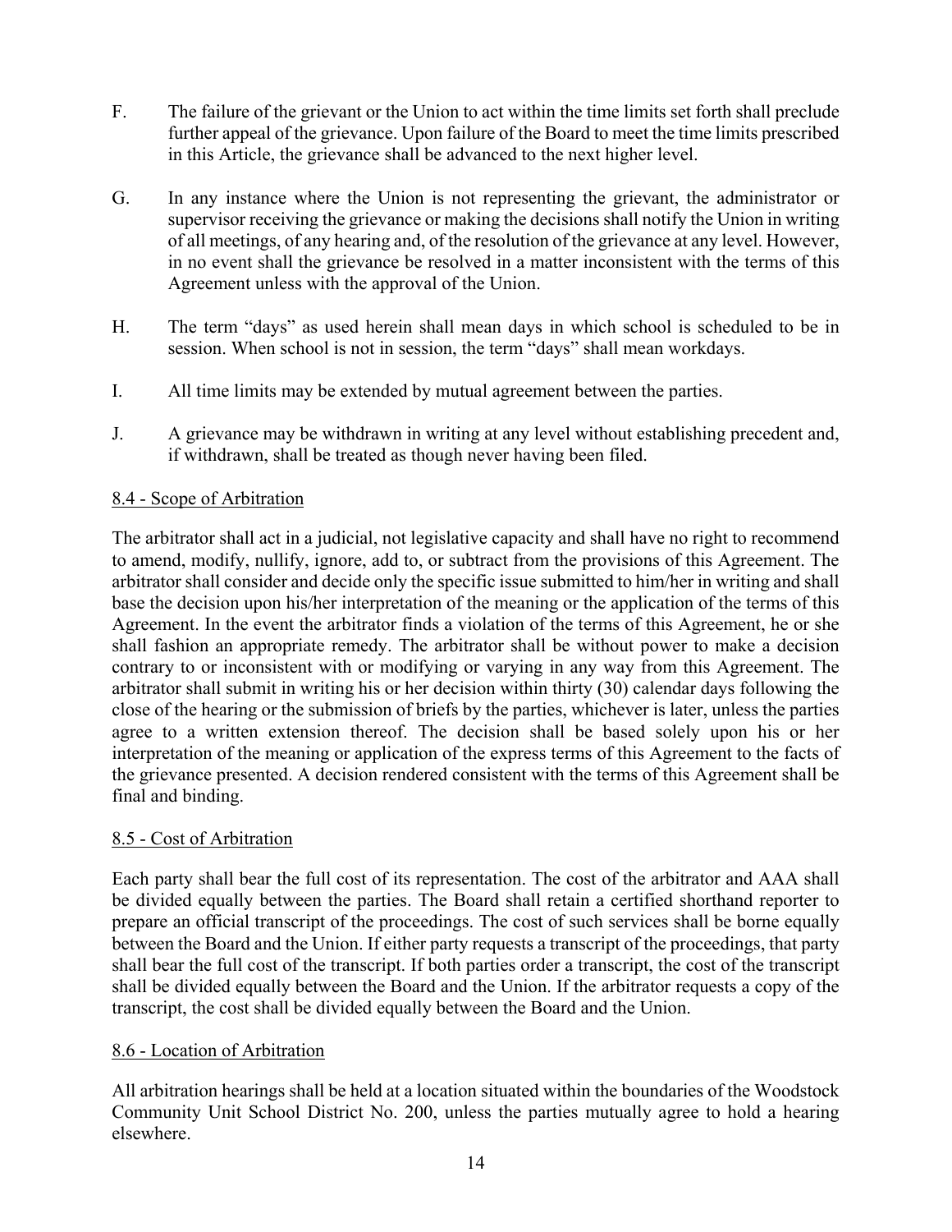F. The failure of the grievant or the Union to act within the time limits set forth shall preclude further appeal of the grievance. Upon failure of the Board to meet the time limits prescribed in this Article, the grievance shall be advanced to the next higher level.

G. In any instance where the Union is not representing the grievant, the administrator or supervisor receiving the grievance or making the decisions shall notify the Union in writing of all meetings, of any hearing and, of the resolution of the grievance at any level. However, in no event shall the grievance be resolved in a matter inconsistent with the terms of this Agreement unless with the approval of the Union.

H. The term "days" as used herein shall mean days in which school is scheduled to be in session. When school is not in session, the term "days" shall mean workdays.

I. All time limits may be extended by mutual agreement between the parties.

J. A grievance may be withdrawn in writing at any level without establishing precedent and, if withdrawn, shall be treated as though never having been filed.

## 8.4 - Scope of Arbitration

The arbitrator shall act in a judicial, not legislative capacity and shall have no right to recommend to amend, modify, nullify, ignore, add to, or subtract from the provisions of this Agreement. The arbitrator shall consider and decide only the specific issue submitted to him/her in writing and shall base the decision upon his/her interpretation of the meaning or the application of the terms of this Agreement. In the event the arbitrator finds a violation of the terms of this Agreement, he or she shall fashion an appropriate remedy. The arbitrator shall be without power to make a decision contrary to or inconsistent with or modifying or varying in any way from this Agreement. The arbitrator shall submit in writing his or her decision within thirty (30) calendar days following the close of the hearing or the submission of briefs by the parties, whichever is later, unless the parties agree to a written extension thereof. The decision shall be based solely upon his or her interpretation of the meaning or application of the express terms of this Agreement to the facts of the grievance presented. A decision rendered consistent with the terms of this Agreement shall be final and binding.

## 8.5 - Cost of Arbitration

Each party shall bear the full cost of its representation. The cost of the arbitrator and AAA shall be divided equally between the parties. The Board shall retain a certified shorthand reporter to prepare an official transcript of the proceedings. The cost of such services shall be borne equally between the Board and the Union. If either party requests a transcript of the proceedings, that party shall bear the full cost of the transcript. If both parties order a transcript, the cost of the transcript shall be divided equally between the Board and the Union. If the arbitrator requests a copy of the transcript, the cost shall be divided equally between the Board and the Union.

## 8.6 - Location of Arbitration

All arbitration hearings shall be held at a location situated within the boundaries of the Woodstock Community Unit School District No. 200, unless the parties mutually agree to hold a hearing elsewhere.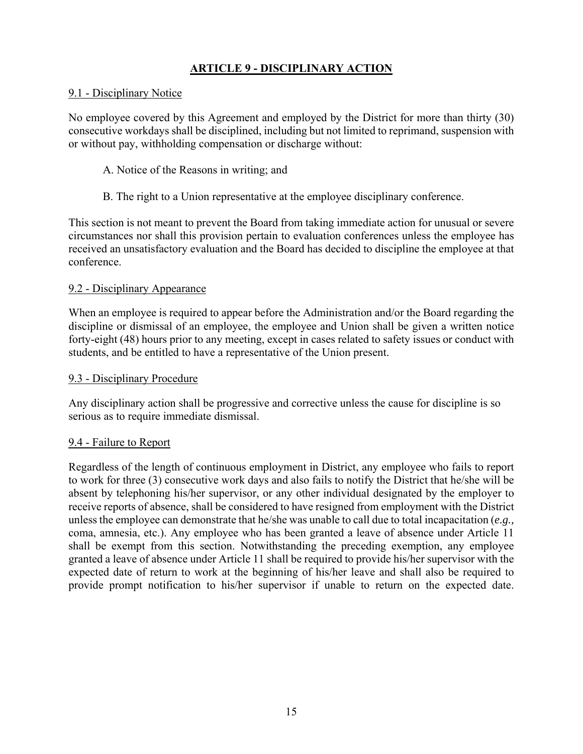## ARTICLE 9 - DISCIPLINARY ACTION

### 9.1 - Disciplinary Notice

No employee covered by this Agreement and employed by the District for more than thirty (30) consecutive workdays shall be disciplined, including but not limited to reprimand, suspension with or without pay, withholding compensation or discharge without:

A. Notice of the Reasons in writing; and

B. The right to a Union representative at the employee disciplinary conference.

This section is not meant to prevent the Board from taking immediate action for unusual or severe circumstances nor shall this provision pertain to evaluation conferences unless the employee has received an unsatisfactory evaluation and the Board has decided to discipline the employee at that conference.

### 9.2 - Disciplinary Appearance

When an employee is required to appear before the Administration and/or the Board regarding the discipline or dismissal of an employee, the employee and Union shall be given a written notice forty-eight (48) hours prior to any meeting, except in cases related to safety issues or conduct with students, and be entitled to have a representative of the Union present.

### 9.3 - Disciplinary Procedure

Any disciplinary action shall be progressive and corrective unless the cause for discipline is so serious as to require immediate dismissal.

### 9.4 - Failure to Report

Regardless of the length of continuous employment in District, any employee who fails to report to work for three (3) consecutive work days and also fails to notify the District that he/she will be absent by telephoning his/her supervisor, or any other individual designated by the employer to receive reports of absence, shall be considered to have resigned from employment with the District unless the employee can demonstrate that he/she was unable to call due to total incapacitation (*e.g.,* coma, amnesia, etc.). Any employee who has been granted a leave of absence under Article 11 shall be exempt from this section. Notwithstanding the preceding exemption, any employee granted a leave of absence under Article 11 shall be required to provide his/her supervisor with the expected date of return to work at the beginning of his/her leave and shall also be required to provide prompt notification to his/her supervisor if unable to return on the expected date.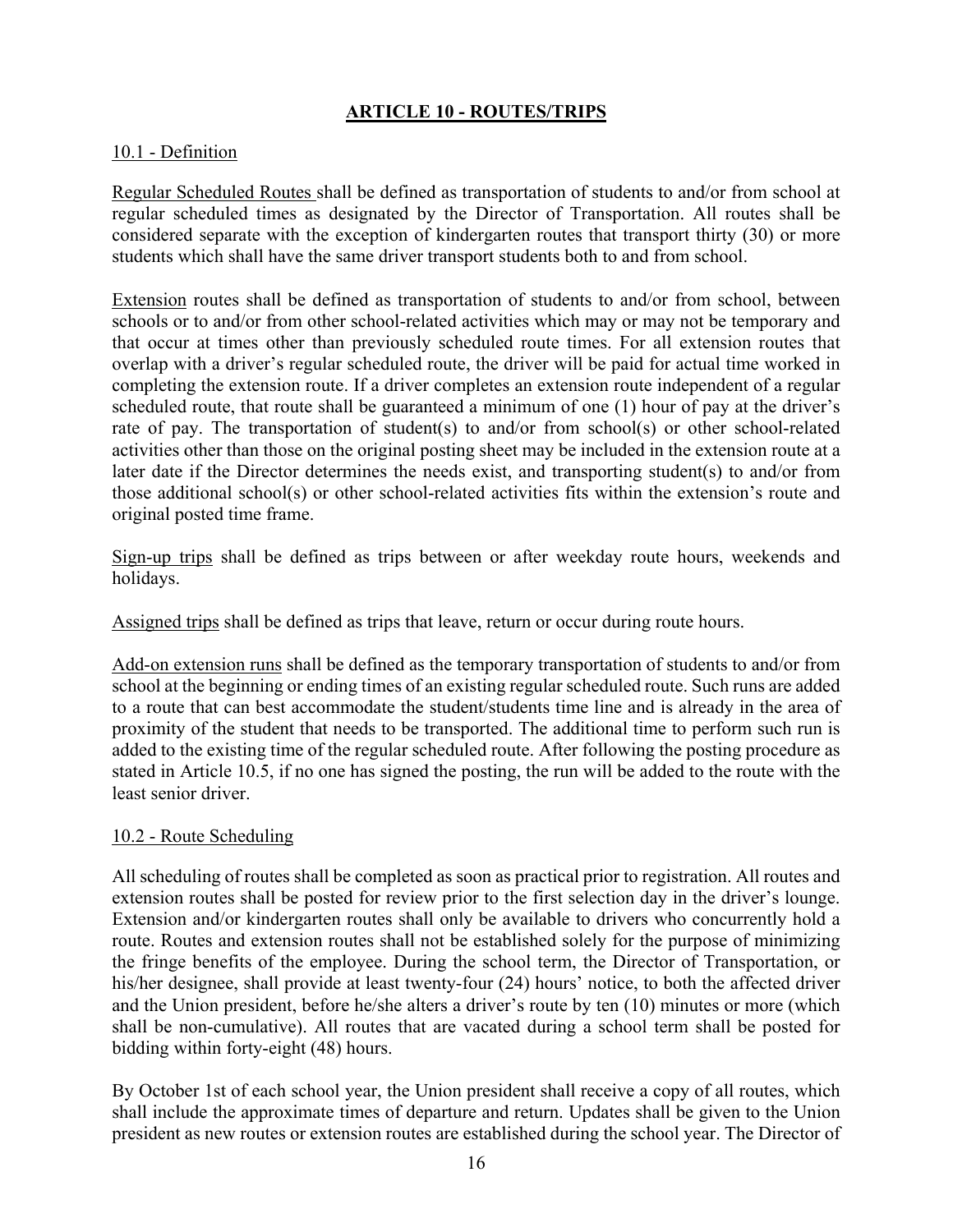## ARTICLE 10 - ROUTES/TRIPS

10.1 - Definition

Regular Scheduled Routes shall be defined as transportation of students to and/or from school at regular scheduled times as designated by the Director of Transportation. All routes shall be considered separate with the exception of kindergarten routes that transport thirty (30) or more students which shall have the same driver transport students both to and from school.

Extension routes shall be defined as transportation of students to and/or from school, between schools or to and/or from other school-related activities which may or may not be temporary and that occur at times other than previously scheduled route times. For all extension routes that overlap with a driver's regular scheduled route, the driver will be paid for actual time worked in completing the extension route. If a driver completes an extension route independent of a regular scheduled route, that route shall be guaranteed a minimum of one (1) hour of pay at the driver's rate of pay. The transportation of student(s) to and/or from school(s) or other school-related activities other than those on the original posting sheet may be included in the extension route at a later date if the Director determines the needs exist, and transporting student(s) to and/or from those additional school(s) or other school-related activities fits within the extension's route and original posted time frame.

Sign-up trips shall be defined as trips between or after weekday route hours, weekends and holidays.

Assigned trips shall be defined as trips that leave, return or occur during route hours.

Add-on extension runs shall be defined as the temporary transportation of students to and/or from school at the beginning or ending times of an existing regular scheduled route. Such runs are added to a route that can best accommodate the student/students time line and is already in the area of proximity of the student that needs to be transported. The additional time to perform such run is added to the existing time of the regular scheduled route. After following the posting procedure as stated in Article 10.5, if no one has signed the posting, the run will be added to the route with the least senior driver.

10.2 - Route Scheduling

All scheduling of routes shall be completed as soon as practical prior to registration. All routes and extension routes shall be posted for review prior to the first selection day in the driver's lounge. Extension and/or kindergarten routes shall only be available to drivers who concurrently hold a route. Routes and extension routes shall not be established solely for the purpose of minimizing the fringe benefits of the employee. During the school term, the Director of Transportation, or his/her designee, shall provide at least twenty-four (24) hours' notice, to both the affected driver and the Union president, before he/she alters a driver's route by ten (10) minutes or more (which shall be non-cumulative). All routes that are vacated during a school term shall be posted for bidding within forty-eight (48) hours.

By October 1st of each school year, the Union president shall receive a copy of all routes, which shall include the approximate times of departure and return. Updates shall be given to the Union president as new routes or extension routes are established during the school year. The Director of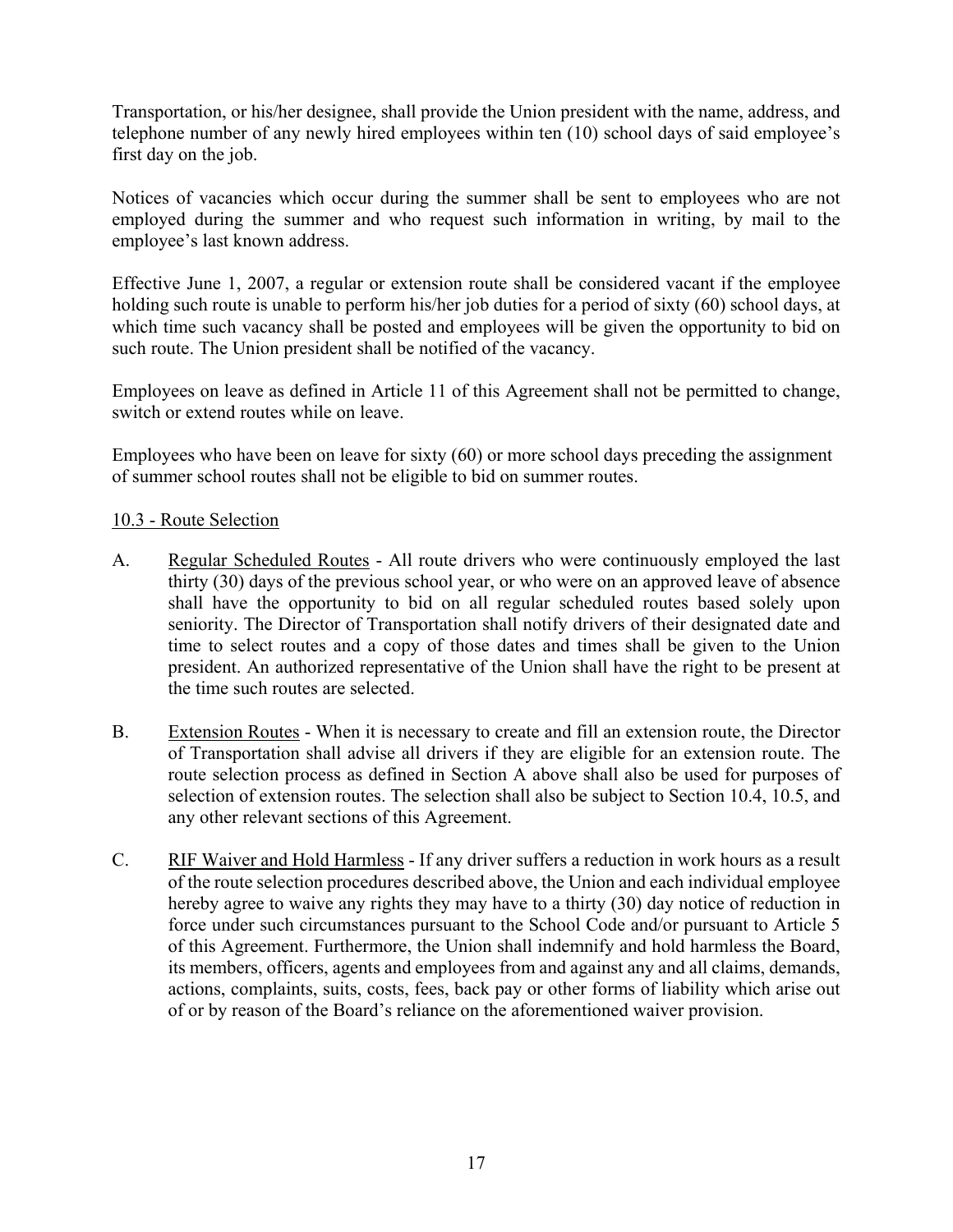Transportation, or his/her designee, shall provide the Union president with the name, address, and telephone number of any newly hired employees within ten (10) school days of said employee's first day on the job.

Notices of vacancies which occur during the summer shall be sent to employees who are not employed during the summer and who request such information in writing, by mail to the employee's last known address.

Effective June 1, 2007, a regular or extension route shall be considered vacant if the employee holding such route is unable to perform his/her job duties for a period of sixty (60) school days, at which time such vacancy shall be posted and employees will be given the opportunity to bid on such route. The Union president shall be notified of the vacancy.

Employees on leave as defined in Article 11 of this Agreement shall not be permitted to change, switch or extend routes while on leave.

Employees who have been on leave for sixty (60) or more school days preceding the assignment of summer school routes shall not be eligible to bid on summer routes.

<u>10.3 - Route Selection</u>

A. <u>Regular Scheduled Routes</u> - All route drivers who were continuously employed the last thirty (30) days of the previous school year, or who were on an approved leave of absence shall have the opportunity to bid on all regular scheduled routes based solely upon seniority. The Director of Transportation shall notify drivers of their designated date and time to select routes and a copy of those dates and times shall be given to the Union president. An authorized representative of the Union shall have the right to be present at the time such routes are selected.

B. <u>Extension Routes</u> - When it is necessary to create and fill an extension route, the Director of Transportation shall advise all drivers if they are eligible for an extension route. The route selection process as defined in Section A above shall also be used for purposes of selection of extension routes. The selection shall also be subject to Section 10.4, 10.5, and any other relevant sections of this Agreement.

C. <u>RIF Waiver and Hold Harmless</u> - If any driver suffers a reduction in work hours as a result of the route selection procedures described above, the Union and each individual employee hereby agree to waive any rights they may have to a thirty (30) day notice of reduction in force under such circumstances pursuant to the School Code and/or pursuant to Article 5 of this Agreement. Furthermore, the Union shall indemnify and hold harmless the Board, its members, officers, agents and employees from and against any and all claims, demands, actions, complaints, suits, costs, fees, back pay or other forms of liability which arise out of or by reason of the Board's reliance on the aforementioned waiver provision.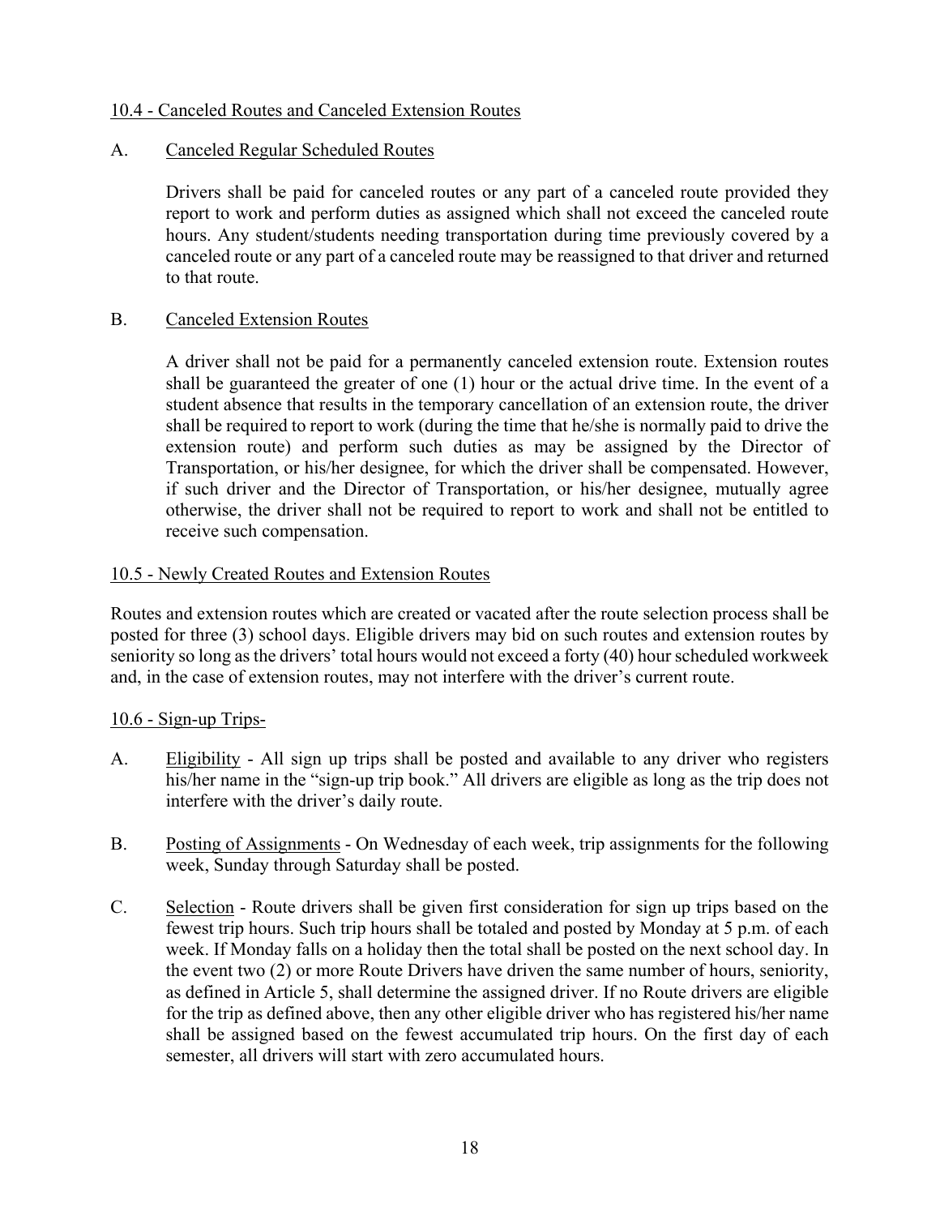<u>10.4 - Canceled Routes and Canceled Extension Routes</u>

A. <u>Canceled Regular Scheduled Routes</u>

Drivers shall be paid for canceled routes or any part of a canceled route provided they report to work and perform duties as assigned which shall not exceed the canceled route hours. Any student/students needing transportation during time previously covered by a canceled route or any part of a canceled route may be reassigned to that driver and returned to that route.

B. <u>Canceled Extension Routes</u>

A driver shall not be paid for a permanently canceled extension route. Extension routes shall be guaranteed the greater of one (1) hour or the actual drive time. In the event of a student absence that results in the temporary cancellation of an extension route, the driver shall be required to report to work (during the time that he/she is normally paid to drive the extension route) and perform such duties as may be assigned by the Director of Transportation, or his/her designee, for which the driver shall be compensated. However, if such driver and the Director of Transportation, or his/her designee, mutually agree otherwise, the driver shall not be required to report to work and shall not be entitled to receive such compensation.

<u>10.5 - Newly Created Routes and Extension Routes</u>

Routes and extension routes which are created or vacated after the route selection process shall be posted for three (3) school days. Eligible drivers may bid on such routes and extension routes by seniority so long as the drivers' total hours would not exceed a forty (40) hour scheduled workweek and, in the case of extension routes, may not interfere with the driver's current route.

<u>10.6 - Sign-up Trips-</u>

A. <u>Eligibility</u> - All sign up trips shall be posted and available to any driver who registers his/her name in the "sign-up trip book." All drivers are eligible as long as the trip does not interfere with the driver's daily route.

B. <u>Posting of Assignments</u> - On Wednesday of each week, trip assignments for the following week, Sunday through Saturday shall be posted.

C. <u>Selection</u> - Route drivers shall be given first consideration for sign up trips based on the fewest trip hours. Such trip hours shall be totaled and posted by Monday at 5 p.m. of each week. If Monday falls on a holiday then the total shall be posted on the next school day. In the event two (2) or more Route Drivers have driven the same number of hours, seniority, as defined in Article 5, shall determine the assigned driver. If no Route drivers are eligible for the trip as defined above, then any other eligible driver who has registered his/her name shall be assigned based on the fewest accumulated trip hours. On the first day of each semester, all drivers will start with zero accumulated hours.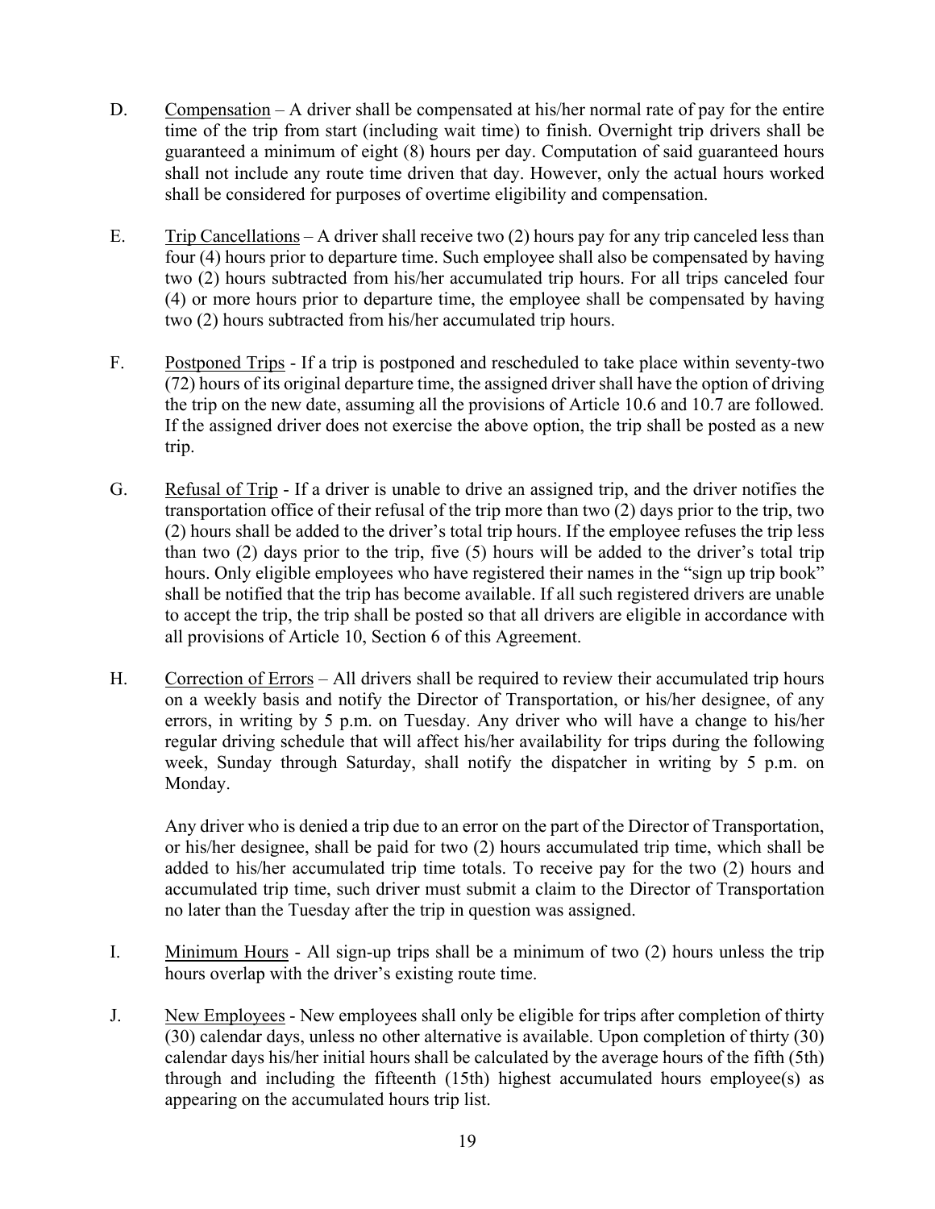D. Compensation – A driver shall be compensated at his/her normal rate of pay for the entire time of the trip from start (including wait time) to finish. Overnight trip drivers shall be guaranteed a minimum of eight (8) hours per day. Computation of said guaranteed hours shall not include any route time driven that day. However, only the actual hours worked shall be considered for purposes of overtime eligibility and compensation.

E. Trip Cancellations – A driver shall receive two (2) hours pay for any trip canceled less than four (4) hours prior to departure time. Such employee shall also be compensated by having two (2) hours subtracted from his/her accumulated trip hours. For all trips canceled four (4) or more hours prior to departure time, the employee shall be compensated by having two (2) hours subtracted from his/her accumulated trip hours.

F. Postponed Trips - If a trip is postponed and rescheduled to take place within seventy-two (72) hours of its original departure time, the assigned driver shall have the option of driving the trip on the new date, assuming all the provisions of Article 10.6 and 10.7 are followed. If the assigned driver does not exercise the above option, the trip shall be posted as a new trip.

G. Refusal of Trip - If a driver is unable to drive an assigned trip, and the driver notifies the transportation office of their refusal of the trip more than two (2) days prior to the trip, two (2) hours shall be added to the driver's total trip hours. If the employee refuses the trip less than two (2) days prior to the trip, five (5) hours will be added to the driver's total trip hours. Only eligible employees who have registered their names in the "sign up trip book" shall be notified that the trip has become available. If all such registered drivers are unable to accept the trip, the trip shall be posted so that all drivers are eligible in accordance with all provisions of Article 10, Section 6 of this Agreement.

H. Correction of Errors – All drivers shall be required to review their accumulated trip hours on a weekly basis and notify the Director of Transportation, or his/her designee, of any errors, in writing by 5 p.m. on Tuesday. Any driver who will have a change to his/her regular driving schedule that will affect his/her availability for trips during the following week, Sunday through Saturday, shall notify the dispatcher in writing by 5 p.m. on Monday.

   Any driver who is denied a trip due to an error on the part of the Director of Transportation, or his/her designee, shall be paid for two (2) hours accumulated trip time, which shall be added to his/her accumulated trip time totals. To receive pay for the two (2) hours and accumulated trip time, such driver must submit a claim to the Director of Transportation no later than the Tuesday after the trip in question was assigned.

I. Minimum Hours - All sign-up trips shall be a minimum of two (2) hours unless the trip hours overlap with the driver's existing route time.

J. New Employees - New employees shall only be eligible for trips after completion of thirty (30) calendar days, unless no other alternative is available. Upon completion of thirty (30) calendar days his/her initial hours shall be calculated by the average hours of the fifth (5th) through and including the fifteenth (15th) highest accumulated hours employee(s) as appearing on the accumulated hours trip list.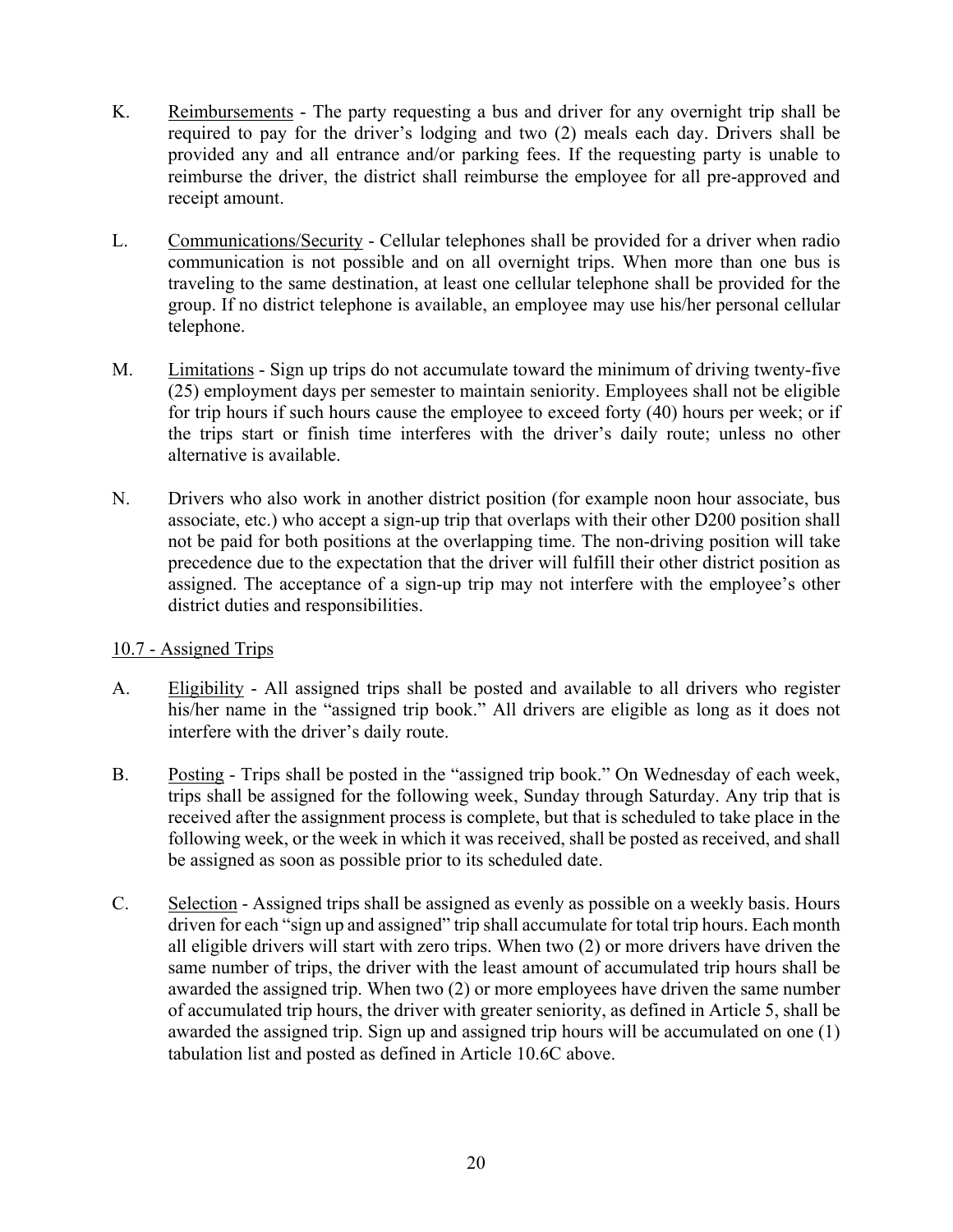K. Reimbursements - The party requesting a bus and driver for any overnight trip shall be required to pay for the driver's lodging and two (2) meals each day. Drivers shall be provided any and all entrance and/or parking fees. If the requesting party is unable to reimburse the driver, the district shall reimburse the employee for all pre-approved and receipt amount.

L. Communications/Security - Cellular telephones shall be provided for a driver when radio communication is not possible and on all overnight trips. When more than one bus is traveling to the same destination, at least one cellular telephone shall be provided for the group. If no district telephone is available, an employee may use his/her personal cellular telephone.

M. Limitations - Sign up trips do not accumulate toward the minimum of driving twenty-five (25) employment days per semester to maintain seniority. Employees shall not be eligible for trip hours if such hours cause the employee to exceed forty (40) hours per week; or if the trips start or finish time interferes with the driver's daily route; unless no other alternative is available.

N. Drivers who also work in another district position (for example noon hour associate, bus associate, etc.) who accept a sign-up trip that overlaps with their other D200 position shall not be paid for both positions at the overlapping time. The non-driving position will take precedence due to the expectation that the driver will fulfill their other district position as assigned. The acceptance of a sign-up trip may not interfere with the employee's other district duties and responsibilities.

## 10.7 - Assigned Trips

A. Eligibility - All assigned trips shall be posted and available to all drivers who register his/her name in the "assigned trip book." All drivers are eligible as long as it does not interfere with the driver's daily route.

B. Posting - Trips shall be posted in the "assigned trip book." On Wednesday of each week, trips shall be assigned for the following week, Sunday through Saturday. Any trip that is received after the assignment process is complete, but that is scheduled to take place in the following week, or the week in which it was received, shall be posted as received, and shall be assigned as soon as possible prior to its scheduled date.

C. Selection - Assigned trips shall be assigned as evenly as possible on a weekly basis. Hours driven for each "sign up and assigned" trip shall accumulate for total trip hours. Each month all eligible drivers will start with zero trips. When two (2) or more drivers have driven the same number of trips, the driver with the least amount of accumulated trip hours shall be awarded the assigned trip. When two (2) or more employees have driven the same number of accumulated trip hours, the driver with greater seniority, as defined in Article 5, shall be awarded the assigned trip. Sign up and assigned trip hours will be accumulated on one (1) tabulation list and posted as defined in Article 10.6C above.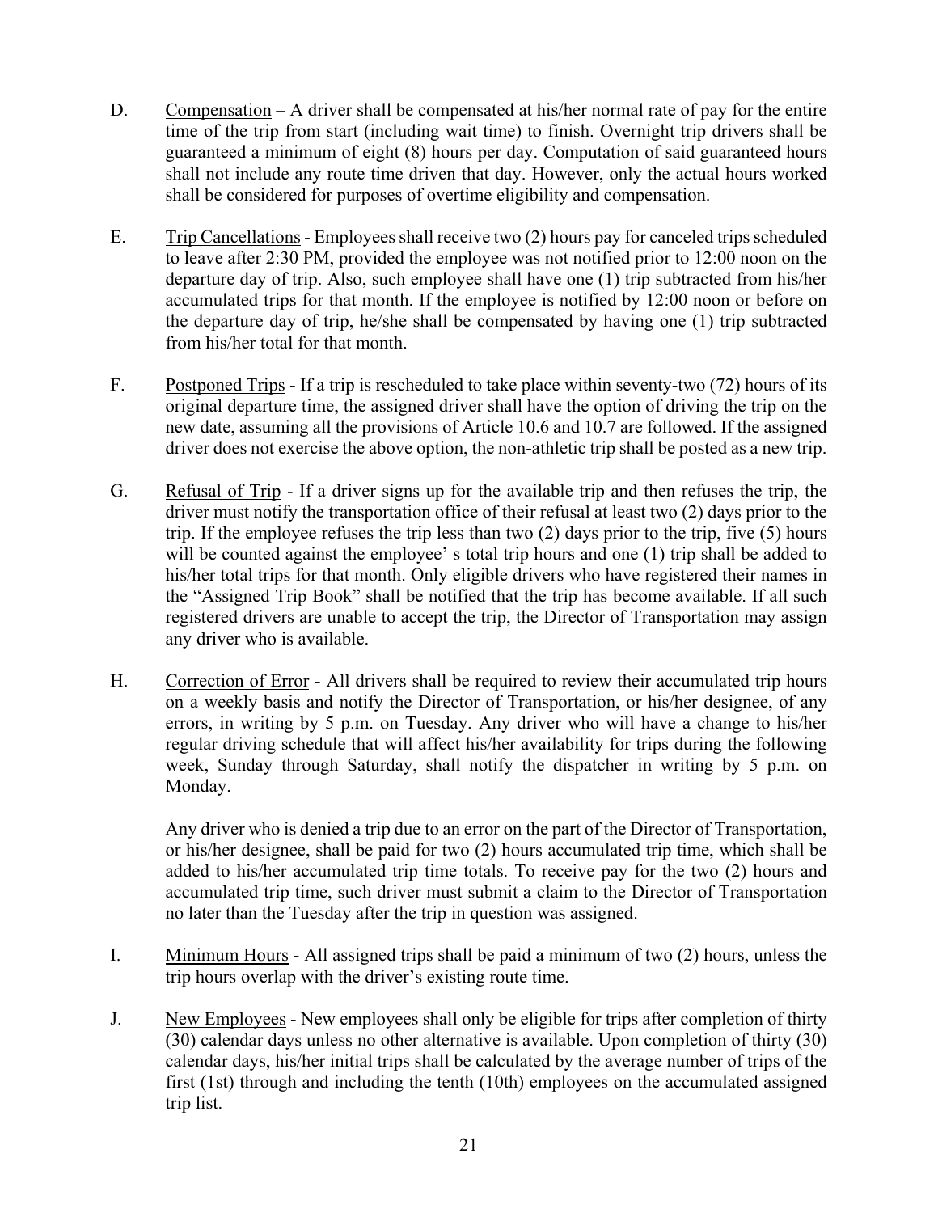D. Compensation – A driver shall be compensated at his/her normal rate of pay for the entire time of the trip from start (including wait time) to finish. Overnight trip drivers shall be guaranteed a minimum of eight (8) hours per day. Computation of said guaranteed hours shall not include any route time driven that day. However, only the actual hours worked shall be considered for purposes of overtime eligibility and compensation.

E. Trip Cancellations - Employees shall receive two (2) hours pay for canceled trips scheduled to leave after 2:30 PM, provided the employee was not notified prior to 12:00 noon on the departure day of trip. Also, such employee shall have one (1) trip subtracted from his/her accumulated trips for that month. If the employee is notified by 12:00 noon or before on the departure day of trip, he/she shall be compensated by having one (1) trip subtracted from his/her total for that month.

F. Postponed Trips - If a trip is rescheduled to take place within seventy-two (72) hours of its original departure time, the assigned driver shall have the option of driving the trip on the new date, assuming all the provisions of Article 10.6 and 10.7 are followed. If the assigned driver does not exercise the above option, the non-athletic trip shall be posted as a new trip.

G. Refusal of Trip - If a driver signs up for the available trip and then refuses the trip, the driver must notify the transportation office of their refusal at least two (2) days prior to the trip. If the employee refuses the trip less than two (2) days prior to the trip, five (5) hours will be counted against the employee' s total trip hours and one (1) trip shall be added to his/her total trips for that month. Only eligible drivers who have registered their names in the "Assigned Trip Book" shall be notified that the trip has become available. If all such registered drivers are unable to accept the trip, the Director of Transportation may assign any driver who is available.

H. Correction of Error - All drivers shall be required to review their accumulated trip hours on a weekly basis and notify the Director of Transportation, or his/her designee, of any errors, in writing by 5 p.m. on Tuesday. Any driver who will have a change to his/her regular driving schedule that will affect his/her availability for trips during the following week, Sunday through Saturday, shall notify the dispatcher in writing by 5 p.m. on Monday.

Any driver who is denied a trip due to an error on the part of the Director of Transportation, or his/her designee, shall be paid for two (2) hours accumulated trip time, which shall be added to his/her accumulated trip time totals. To receive pay for the two (2) hours and accumulated trip time, such driver must submit a claim to the Director of Transportation no later than the Tuesday after the trip in question was assigned.

I. Minimum Hours - All assigned trips shall be paid a minimum of two (2) hours, unless the trip hours overlap with the driver's existing route time.

J. New Employees - New employees shall only be eligible for trips after completion of thirty (30) calendar days unless no other alternative is available. Upon completion of thirty (30) calendar days, his/her initial trips shall be calculated by the average number of trips of the first (1st) through and including the tenth (10th) employees on the accumulated assigned trip list.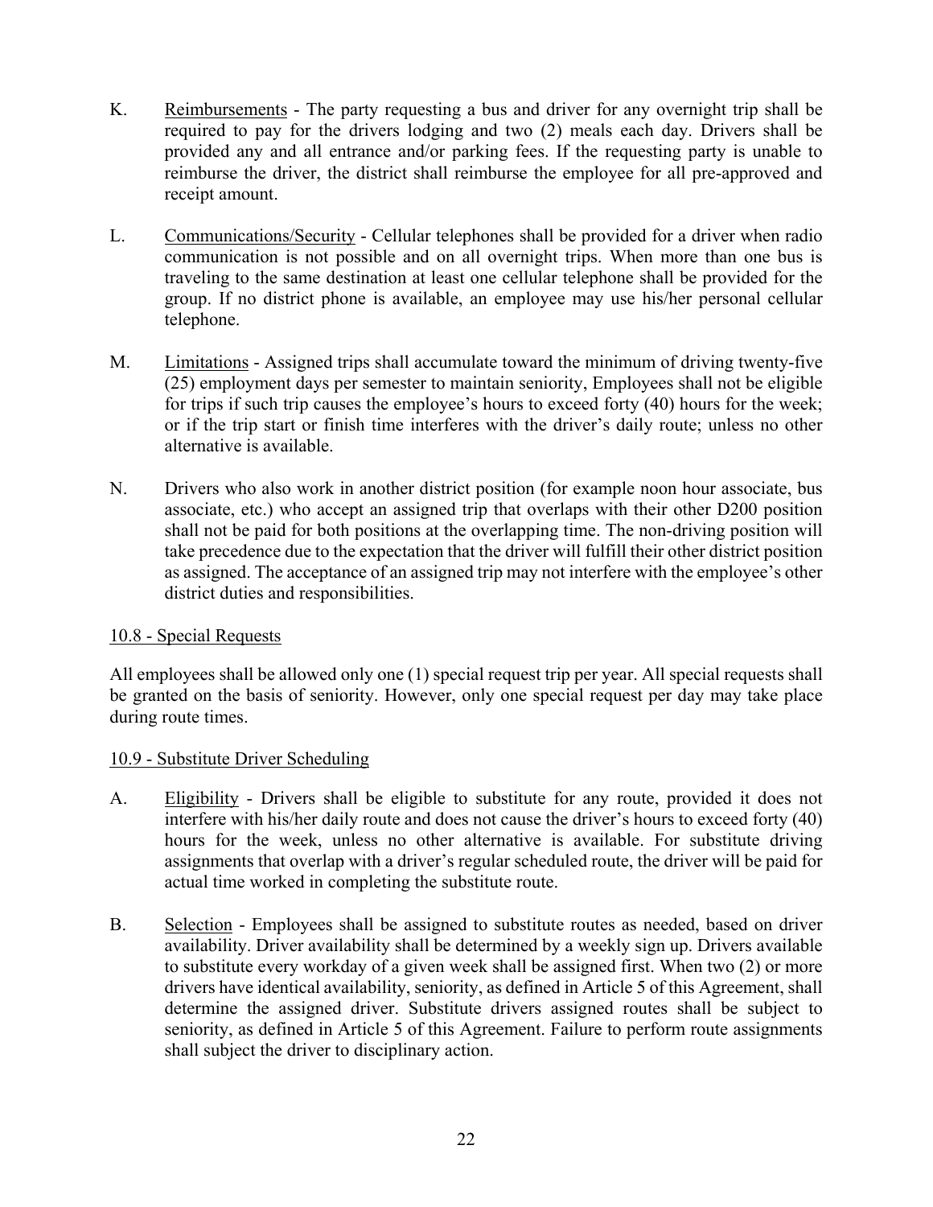K. Reimbursements - The party requesting a bus and driver for any overnight trip shall be required to pay for the drivers lodging and two (2) meals each day. Drivers shall be provided any and all entrance and/or parking fees. If the requesting party is unable to reimburse the driver, the district shall reimburse the employee for all pre-approved and receipt amount.

L. Communications/Security - Cellular telephones shall be provided for a driver when radio communication is not possible and on all overnight trips. When more than one bus is traveling to the same destination at least one cellular telephone shall be provided for the group. If no district phone is available, an employee may use his/her personal cellular telephone.

M. Limitations - Assigned trips shall accumulate toward the minimum of driving twenty-five (25) employment days per semester to maintain seniority, Employees shall not be eligible for trips if such trip causes the employee's hours to exceed forty (40) hours for the week; or if the trip start or finish time interferes with the driver's daily route; unless no other alternative is available.

N. Drivers who also work in another district position (for example noon hour associate, bus associate, etc.) who accept an assigned trip that overlaps with their other D200 position shall not be paid for both positions at the overlapping time. The non-driving position will take precedence due to the expectation that the driver will fulfill their other district position as assigned. The acceptance of an assigned trip may not interfere with the employee's other district duties and responsibilities.

## 10.8 - Special Requests

All employees shall be allowed only one (1) special request trip per year. All special requests shall be granted on the basis of seniority. However, only one special request per day may take place during route times.

## 10.9 - Substitute Driver Scheduling

A. Eligibility - Drivers shall be eligible to substitute for any route, provided it does not interfere with his/her daily route and does not cause the driver's hours to exceed forty (40) hours for the week, unless no other alternative is available. For substitute driving assignments that overlap with a driver's regular scheduled route, the driver will be paid for actual time worked in completing the substitute route.

B. Selection - Employees shall be assigned to substitute routes as needed, based on driver availability. Driver availability shall be determined by a weekly sign up. Drivers available to substitute every workday of a given week shall be assigned first. When two (2) or more drivers have identical availability, seniority, as defined in Article 5 of this Agreement, shall determine the assigned driver. Substitute drivers assigned routes shall be subject to seniority, as defined in Article 5 of this Agreement. Failure to perform route assignments shall subject the driver to disciplinary action.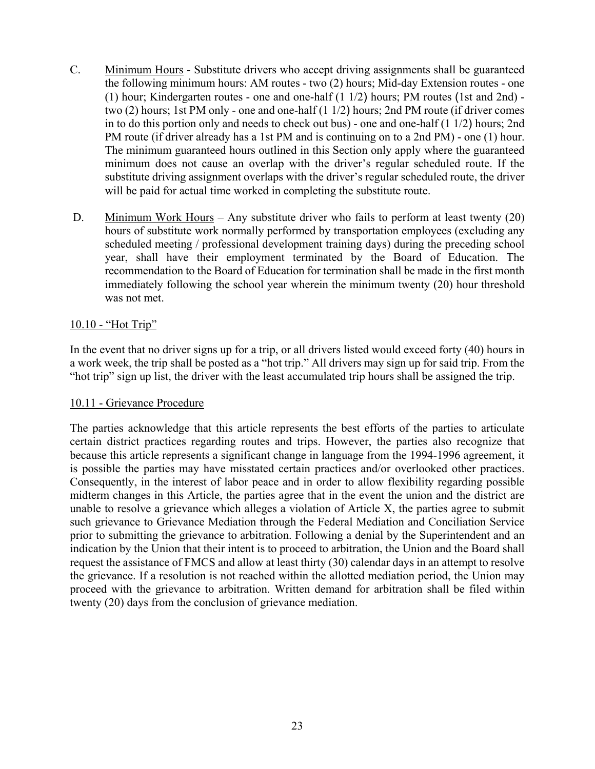C. Minimum Hours - Substitute drivers who accept driving assignments shall be guaranteed the following minimum hours: AM routes - two (2) hours; Mid-day Extension routes - one (1) hour; Kindergarten routes - one and one-half (1 1/2) hours; PM routes (1st and 2nd) - two (2) hours; 1st PM only - one and one-half (1 1/2) hours; 2nd PM route (if driver comes in to do this portion only and needs to check out bus) - one and one-half (1 1/2) hours; 2nd PM route (if driver already has a 1st PM and is continuing on to a 2nd PM) - one (1) hour. The minimum guaranteed hours outlined in this Section only apply where the guaranteed minimum does not cause an overlap with the driver's regular scheduled route. If the substitute driving assignment overlaps with the driver's regular scheduled route, the driver will be paid for actual time worked in completing the substitute route.

D. Minimum Work Hours – Any substitute driver who fails to perform at least twenty (20) hours of substitute work normally performed by transportation employees (excluding any scheduled meeting / professional development training days) during the preceding school year, shall have their employment terminated by the Board of Education. The recommendation to the Board of Education for termination shall be made in the first month immediately following the school year wherein the minimum twenty (20) hour threshold was not met.

## 10.10 - "Hot Trip"

In the event that no driver signs up for a trip, or all drivers listed would exceed forty (40) hours in a work week, the trip shall be posted as a "hot trip." All drivers may sign up for said trip. From the "hot trip" sign up list, the driver with the least accumulated trip hours shall be assigned the trip.

## 10.11 - Grievance Procedure

The parties acknowledge that this article represents the best efforts of the parties to articulate certain district practices regarding routes and trips. However, the parties also recognize that because this article represents a significant change in language from the 1994-1996 agreement, it is possible the parties may have misstated certain practices and/or overlooked other practices. Consequently, in the interest of labor peace and in order to allow flexibility regarding possible midterm changes in this Article, the parties agree that in the event the union and the district are unable to resolve a grievance which alleges a violation of Article X, the parties agree to submit such grievance to Grievance Mediation through the Federal Mediation and Conciliation Service prior to submitting the grievance to arbitration. Following a denial by the Superintendent and an indication by the Union that their intent is to proceed to arbitration, the Union and the Board shall request the assistance of FMCS and allow at least thirty (30) calendar days in an attempt to resolve the grievance. If a resolution is not reached within the allotted mediation period, the Union may proceed with the grievance to arbitration. Written demand for arbitration shall be filed within twenty (20) days from the conclusion of grievance mediation.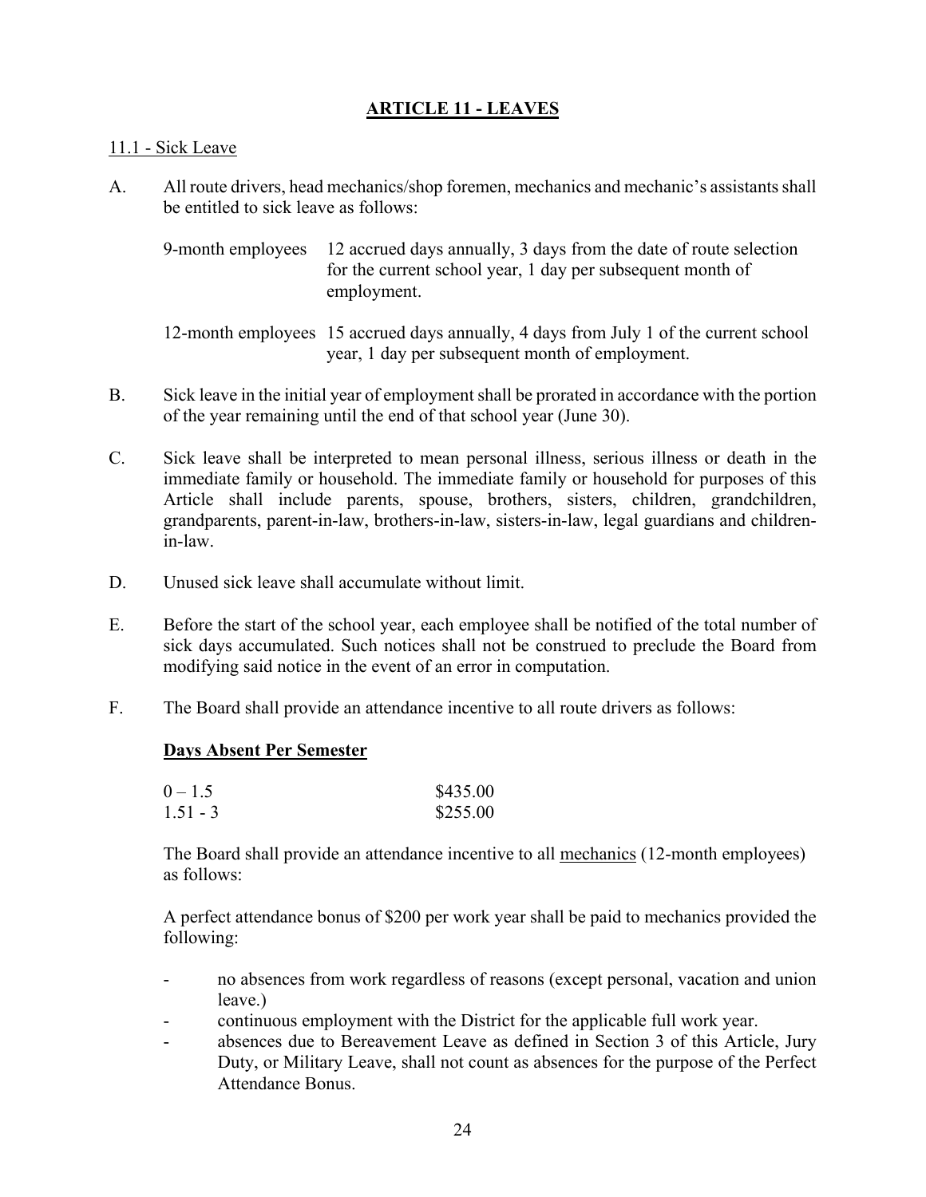## ARTICLE 11 - LEAVES

11.1 - Sick Leave

A. All route drivers, head mechanics/shop foremen, mechanics and mechanic's assistants shall be entitled to sick leave as follows:

| | |
|---|---|
| 9-month employees | 12 accrued days annually, 3 days from the date of route selection for the current school year, 1 day per subsequent month of employment. |
| 12-month employees | 15 accrued days annually, 4 days from July 1 of the current school year, 1 day per subsequent month of employment. |

B. Sick leave in the initial year of employment shall be prorated in accordance with the portion of the year remaining until the end of that school year (June 30).

C. Sick leave shall be interpreted to mean personal illness, serious illness or death in the immediate family or household. The immediate family or household for purposes of this Article shall include parents, spouse, brothers, sisters, children, grandchildren, grandparents, parent-in-law, brothers-in-law, sisters-in-law, legal guardians and children-in-law.

D. Unused sick leave shall accumulate without limit.

E. Before the start of the school year, each employee shall be notified of the total number of sick days accumulated. Such notices shall not be construed to preclude the Board from modifying said notice in the event of an error in computation.

F. The Board shall provide an attendance incentive to all route drivers as follows:

**Days Absent Per Semester**

| | |
|---|---|
| 0 – 1.5 | $435.00 |
| 1.51 - 3 | $255.00 |

The Board shall provide an attendance incentive to all mechanics (12-month employees) as follows:

A perfect attendance bonus of $200 per work year shall be paid to mechanics provided the following:

- no absences from work regardless of reasons (except personal, vacation and union leave.)
- continuous employment with the District for the applicable full work year.
- absences due to Bereavement Leave as defined in Section 3 of this Article, Jury Duty, or Military Leave, shall not count as absences for the purpose of the Perfect Attendance Bonus.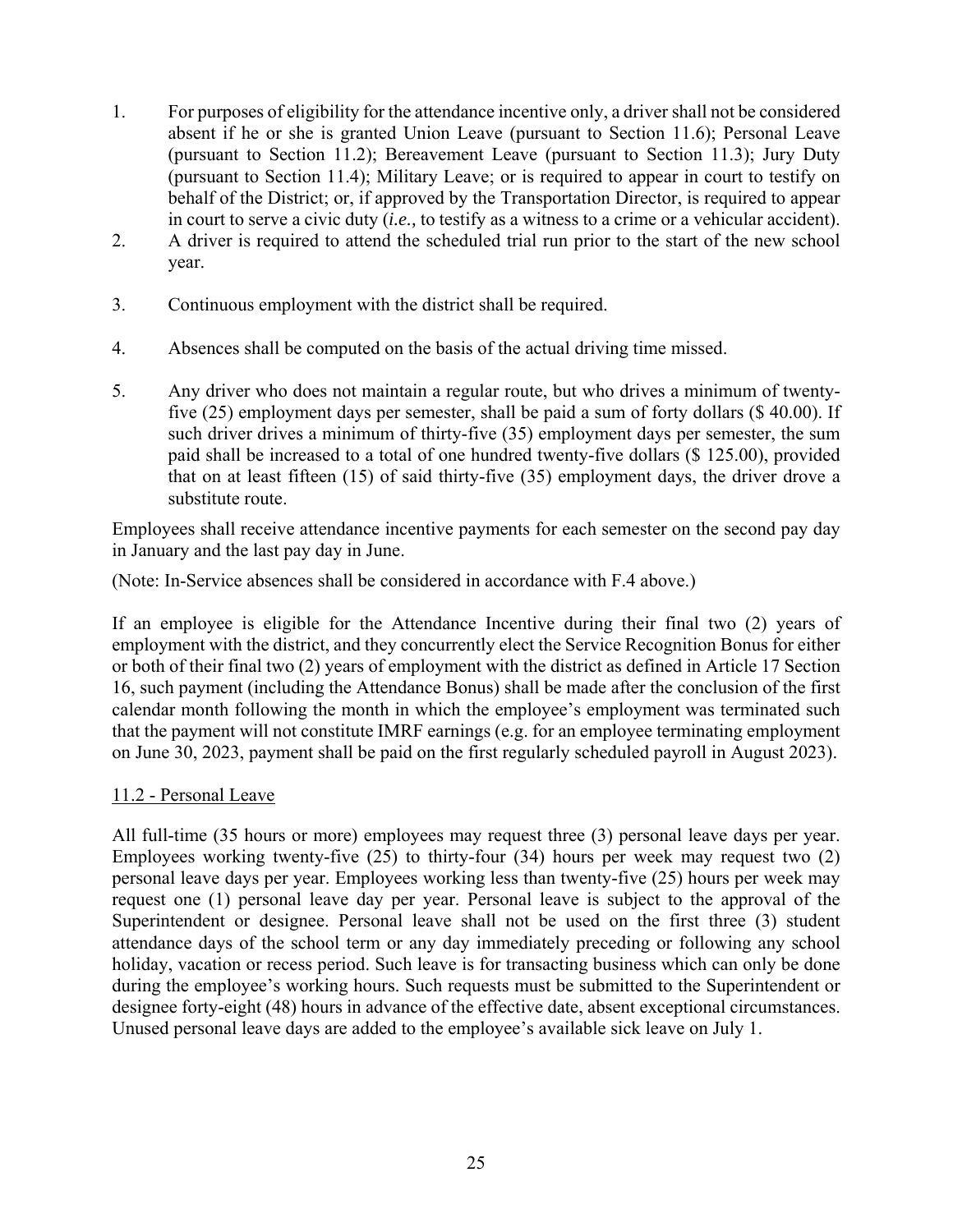1. For purposes of eligibility for the attendance incentive only, a driver shall not be considered absent if he or she is granted Union Leave (pursuant to Section 11.6); Personal Leave (pursuant to Section 11.2); Bereavement Leave (pursuant to Section 11.3); Jury Duty (pursuant to Section 11.4); Military Leave; or is required to appear in court to testify on behalf of the District; or, if approved by the Transportation Director, is required to appear in court to serve a civic duty (*i.e.,* to testify as a witness to a crime or a vehicular accident).
2. A driver is required to attend the scheduled trial run prior to the start of the new school year.
3. Continuous employment with the district shall be required.
4. Absences shall be computed on the basis of the actual driving time missed.
5. Any driver who does not maintain a regular route, but who drives a minimum of twenty-five (25) employment days per semester, shall be paid a sum of forty dollars ($ 40.00). If such driver drives a minimum of thirty-five (35) employment days per semester, the sum paid shall be increased to a total of one hundred twenty-five dollars ($ 125.00), provided that on at least fifteen (15) of said thirty-five (35) employment days, the driver drove a substitute route.

Employees shall receive attendance incentive payments for each semester on the second pay day in January and the last pay day in June.

(Note: In-Service absences shall be considered in accordance with F.4 above.)

If an employee is eligible for the Attendance Incentive during their final two (2) years of employment with the district, and they concurrently elect the Service Recognition Bonus for either or both of their final two (2) years of employment with the district as defined in Article 17 Section 16, such payment (including the Attendance Bonus) shall be made after the conclusion of the first calendar month following the month in which the employee's employment was terminated such that the payment will not constitute IMRF earnings (e.g. for an employee terminating employment on June 30, 2023, payment shall be paid on the first regularly scheduled payroll in August 2023).

## 11.2 - Personal Leave

All full-time (35 hours or more) employees may request three (3) personal leave days per year. Employees working twenty-five (25) to thirty-four (34) hours per week may request two (2) personal leave days per year. Employees working less than twenty-five (25) hours per week may request one (1) personal leave day per year. Personal leave is subject to the approval of the Superintendent or designee. Personal leave shall not be used on the first three (3) student attendance days of the school term or any day immediately preceding or following any school holiday, vacation or recess period. Such leave is for transacting business which can only be done during the employee's working hours. Such requests must be submitted to the Superintendent or designee forty-eight (48) hours in advance of the effective date, absent exceptional circumstances. Unused personal leave days are added to the employee's available sick leave on July 1.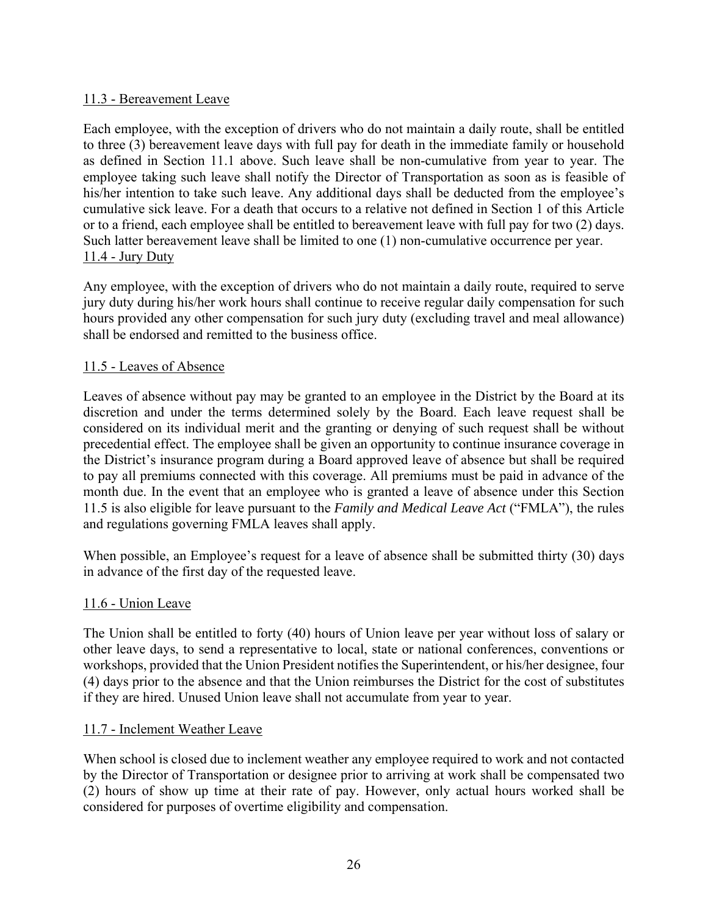11.3 - Bereavement Leave

Each employee, with the exception of drivers who do not maintain a daily route, shall be entitled to three (3) bereavement leave days with full pay for death in the immediate family or household as defined in Section 11.1 above. Such leave shall be non-cumulative from year to year. The employee taking such leave shall notify the Director of Transportation as soon as is feasible of his/her intention to take such leave. Any additional days shall be deducted from the employee's cumulative sick leave. For a death that occurs to a relative not defined in Section 1 of this Article or to a friend, each employee shall be entitled to bereavement leave with full pay for two (2) days. Such latter bereavement leave shall be limited to one (1) non-cumulative occurrence per year.

11.4 - Jury Duty

Any employee, with the exception of drivers who do not maintain a daily route, required to serve jury duty during his/her work hours shall continue to receive regular daily compensation for such hours provided any other compensation for such jury duty (excluding travel and meal allowance) shall be endorsed and remitted to the business office.

11.5 - Leaves of Absence

Leaves of absence without pay may be granted to an employee in the District by the Board at its discretion and under the terms determined solely by the Board. Each leave request shall be considered on its individual merit and the granting or denying of such request shall be without precedential effect. The employee shall be given an opportunity to continue insurance coverage in the District's insurance program during a Board approved leave of absence but shall be required to pay all premiums connected with this coverage. All premiums must be paid in advance of the month due. In the event that an employee who is granted a leave of absence under this Section 11.5 is also eligible for leave pursuant to the *Family and Medical Leave Act* ("FMLA"), the rules and regulations governing FMLA leaves shall apply.

When possible, an Employee's request for a leave of absence shall be submitted thirty (30) days in advance of the first day of the requested leave.

11.6 - Union Leave

The Union shall be entitled to forty (40) hours of Union leave per year without loss of salary or other leave days, to send a representative to local, state or national conferences, conventions or workshops, provided that the Union President notifies the Superintendent, or his/her designee, four (4) days prior to the absence and that the Union reimburses the District for the cost of substitutes if they are hired. Unused Union leave shall not accumulate from year to year.

11.7 - Inclement Weather Leave

When school is closed due to inclement weather any employee required to work and not contacted by the Director of Transportation or designee prior to arriving at work shall be compensated two (2) hours of show up time at their rate of pay. However, only actual hours worked shall be considered for purposes of overtime eligibility and compensation.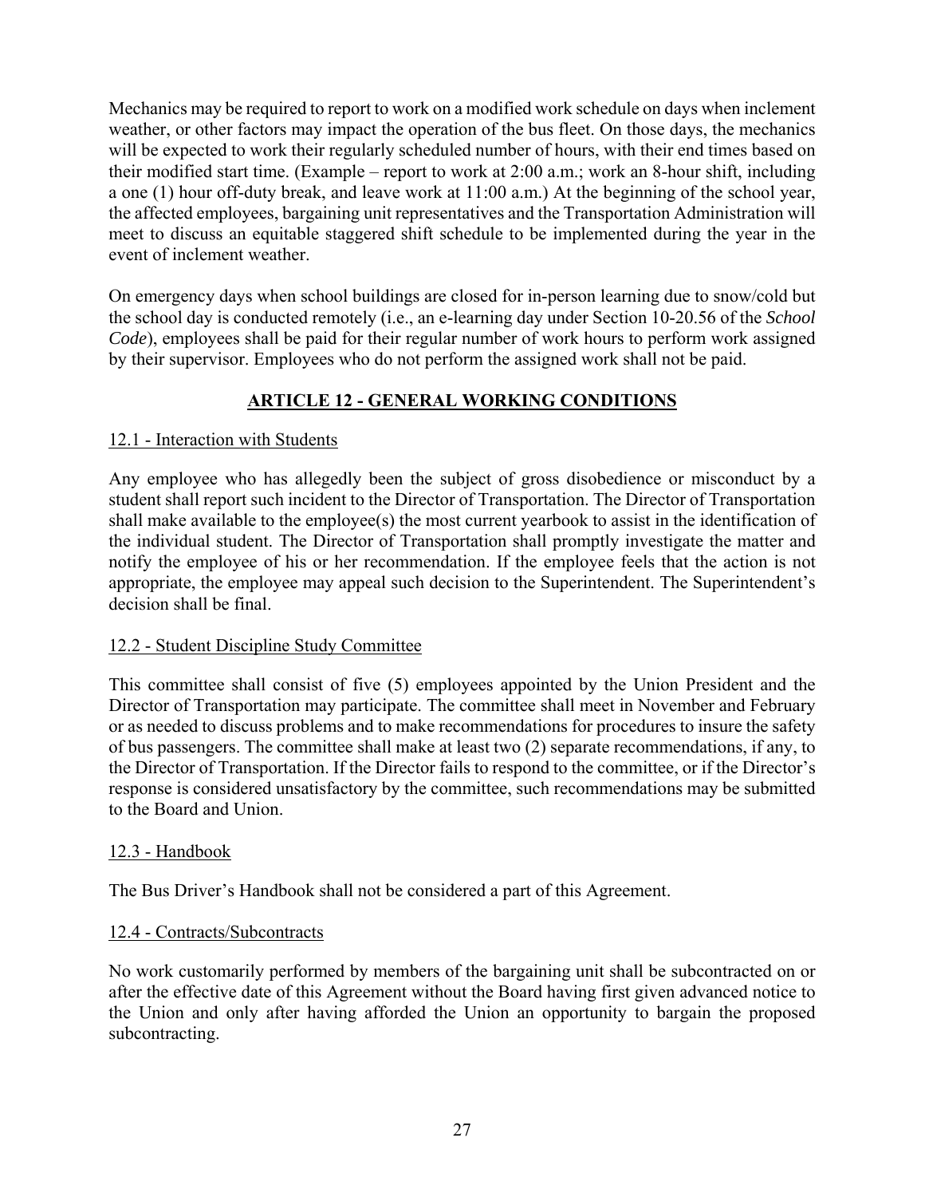Mechanics may be required to report to work on a modified work schedule on days when inclement weather, or other factors may impact the operation of the bus fleet. On those days, the mechanics will be expected to work their regularly scheduled number of hours, with their end times based on their modified start time. (Example – report to work at 2:00 a.m.; work an 8-hour shift, including a one (1) hour off-duty break, and leave work at 11:00 a.m.) At the beginning of the school year, the affected employees, bargaining unit representatives and the Transportation Administration will meet to discuss an equitable staggered shift schedule to be implemented during the year in the event of inclement weather.

On emergency days when school buildings are closed for in-person learning due to snow/cold but the school day is conducted remotely (i.e., an e-learning day under Section 10-20.56 of the *School Code*), employees shall be paid for their regular number of work hours to perform work assigned by their supervisor. Employees who do not perform the assigned work shall not be paid.

## ARTICLE 12 - GENERAL WORKING CONDITIONS

### 12.1 - Interaction with Students

Any employee who has allegedly been the subject of gross disobedience or misconduct by a student shall report such incident to the Director of Transportation. The Director of Transportation shall make available to the employee(s) the most current yearbook to assist in the identification of the individual student. The Director of Transportation shall promptly investigate the matter and notify the employee of his or her recommendation. If the employee feels that the action is not appropriate, the employee may appeal such decision to the Superintendent. The Superintendent's decision shall be final.

### 12.2 - Student Discipline Study Committee

This committee shall consist of five (5) employees appointed by the Union President and the Director of Transportation may participate. The committee shall meet in November and February or as needed to discuss problems and to make recommendations for procedures to insure the safety of bus passengers. The committee shall make at least two (2) separate recommendations, if any, to the Director of Transportation. If the Director fails to respond to the committee, or if the Director's response is considered unsatisfactory by the committee, such recommendations may be submitted to the Board and Union.

### 12.3 - Handbook

The Bus Driver's Handbook shall not be considered a part of this Agreement.

### 12.4 - Contracts/Subcontracts

No work customarily performed by members of the bargaining unit shall be subcontracted on or after the effective date of this Agreement without the Board having first given advanced notice to the Union and only after having afforded the Union an opportunity to bargain the proposed subcontracting.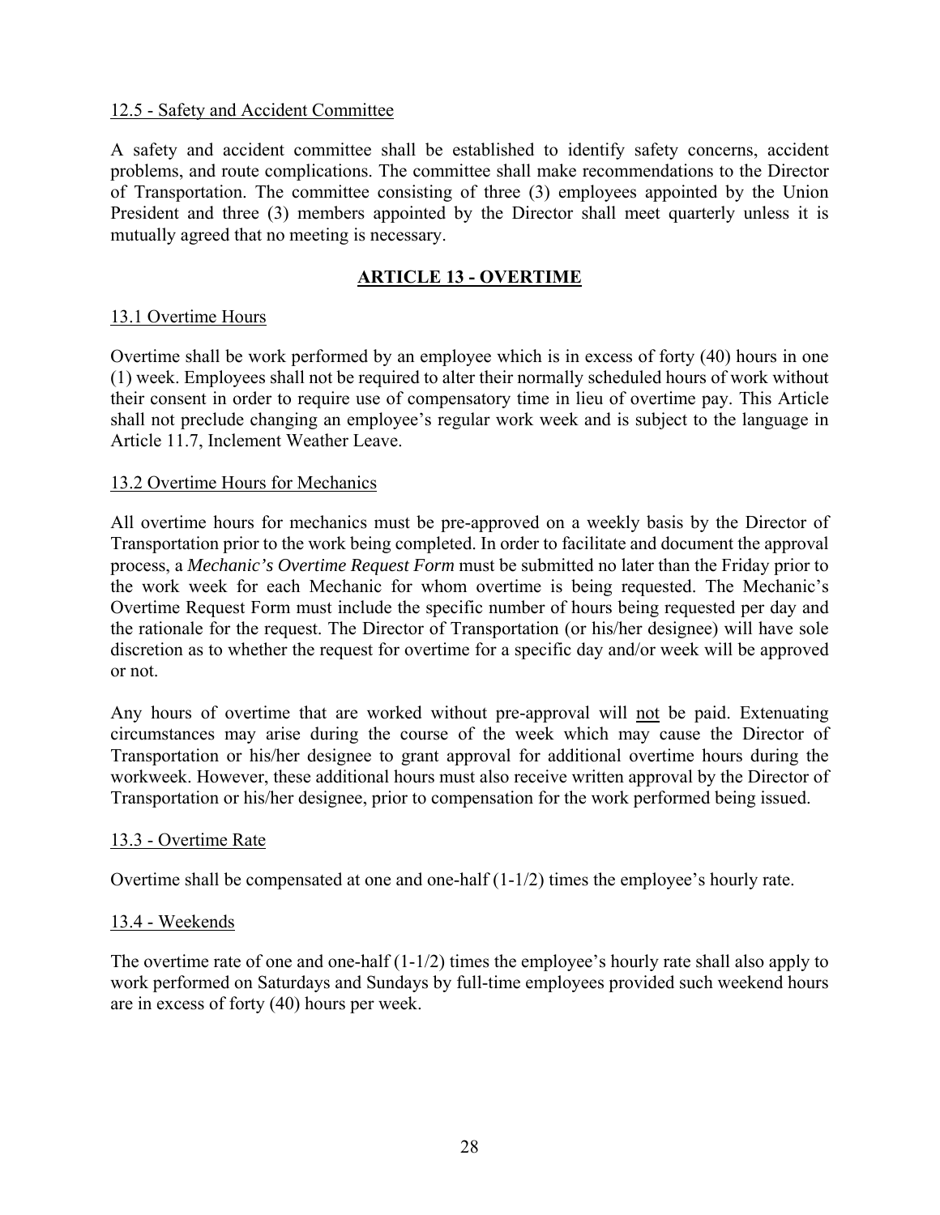12.5 - Safety and Accident Committee

A safety and accident committee shall be established to identify safety concerns, accident problems, and route complications. The committee shall make recommendations to the Director of Transportation. The committee consisting of three (3) employees appointed by the Union President and three (3) members appointed by the Director shall meet quarterly unless it is mutually agreed that no meeting is necessary.

## ARTICLE 13 - OVERTIME

13.1 Overtime Hours

Overtime shall be work performed by an employee which is in excess of forty (40) hours in one (1) week. Employees shall not be required to alter their normally scheduled hours of work without their consent in order to require use of compensatory time in lieu of overtime pay. This Article shall not preclude changing an employee's regular work week and is subject to the language in Article 11.7, Inclement Weather Leave.

13.2 Overtime Hours for Mechanics

All overtime hours for mechanics must be pre-approved on a weekly basis by the Director of Transportation prior to the work being completed. In order to facilitate and document the approval process, a *Mechanic's Overtime Request Form* must be submitted no later than the Friday prior to the work week for each Mechanic for whom overtime is being requested. The Mechanic's Overtime Request Form must include the specific number of hours being requested per day and the rationale for the request. The Director of Transportation (or his/her designee) will have sole discretion as to whether the request for overtime for a specific day and/or week will be approved or not.

Any hours of overtime that are worked without pre-approval will not be paid. Extenuating circumstances may arise during the course of the week which may cause the Director of Transportation or his/her designee to grant approval for additional overtime hours during the workweek. However, these additional hours must also receive written approval by the Director of Transportation or his/her designee, prior to compensation for the work performed being issued.

13.3 - Overtime Rate

Overtime shall be compensated at one and one-half (1-1/2) times the employee's hourly rate.

13.4 - Weekends

The overtime rate of one and one-half (1-1/2) times the employee's hourly rate shall also apply to work performed on Saturdays and Sundays by full-time employees provided such weekend hours are in excess of forty (40) hours per week.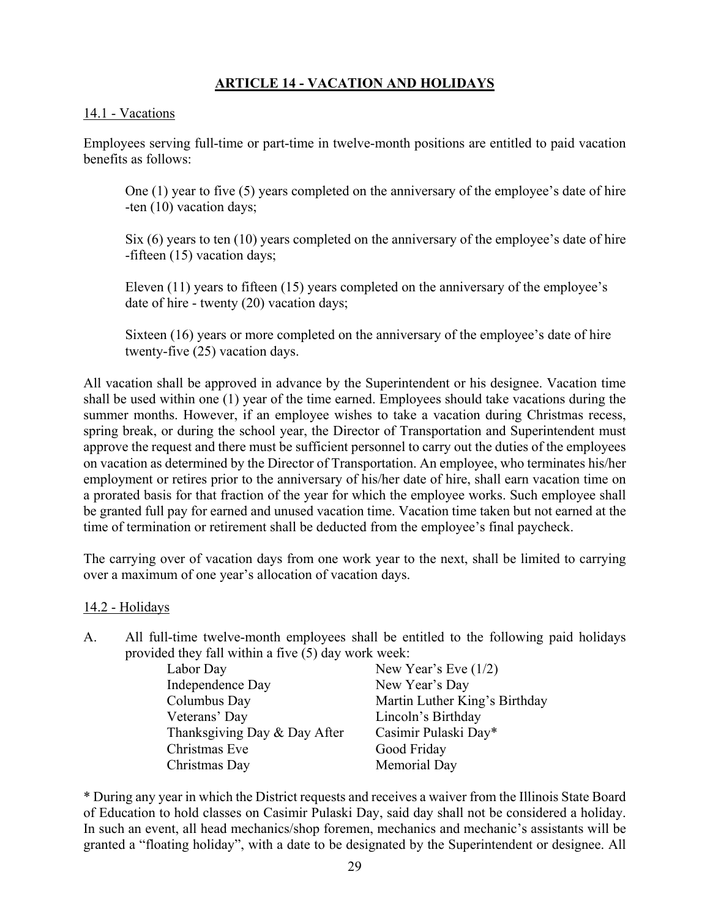## ARTICLE 14 - VACATION AND HOLIDAYS

### 14.1 - Vacations

Employees serving full-time or part-time in twelve-month positions are entitled to paid vacation benefits as follows:

> One (1) year to five (5) years completed on the anniversary of the employee's date of hire -ten (10) vacation days;
>
> Six (6) years to ten (10) years completed on the anniversary of the employee's date of hire -fifteen (15) vacation days;
>
> Eleven (11) years to fifteen (15) years completed on the anniversary of the employee's date of hire - twenty (20) vacation days;
>
> Sixteen (16) years or more completed on the anniversary of the employee's date of hire twenty-five (25) vacation days.

All vacation shall be approved in advance by the Superintendent or his designee. Vacation time shall be used within one (1) year of the time earned. Employees should take vacations during the summer months. However, if an employee wishes to take a vacation during Christmas recess, spring break, or during the school year, the Director of Transportation and Superintendent must approve the request and there must be sufficient personnel to carry out the duties of the employees on vacation as determined by the Director of Transportation. An employee, who terminates his/her employment or retires prior to the anniversary of his/her date of hire, shall earn vacation time on a prorated basis for that fraction of the year for which the employee works. Such employee shall be granted full pay for earned and unused vacation time. Vacation time taken but not earned at the time of termination or retirement shall be deducted from the employee's final paycheck.

The carrying over of vacation days from one work year to the next, shall be limited to carrying over a maximum of one year's allocation of vacation days.

### 14.2 - Holidays

A. All full-time twelve-month employees shall be entitled to the following paid holidays provided they fall within a five (5) day work week:

| | |
|---|---|
| Labor Day | New Year's Eve (1/2) |
| Independence Day | New Year's Day |
| Columbus Day | Martin Luther King's Birthday |
| Veterans' Day | Lincoln's Birthday |
| Thanksgiving Day & Day After | Casimir Pulaski Day* |
| Christmas Eve | Good Friday |
| Christmas Day | Memorial Day |

\* During any year in which the District requests and receives a waiver from the Illinois State Board of Education to hold classes on Casimir Pulaski Day, said day shall not be considered a holiday. In such an event, all head mechanics/shop foremen, mechanics and mechanic's assistants will be granted a "floating holiday", with a date to be designated by the Superintendent or designee. All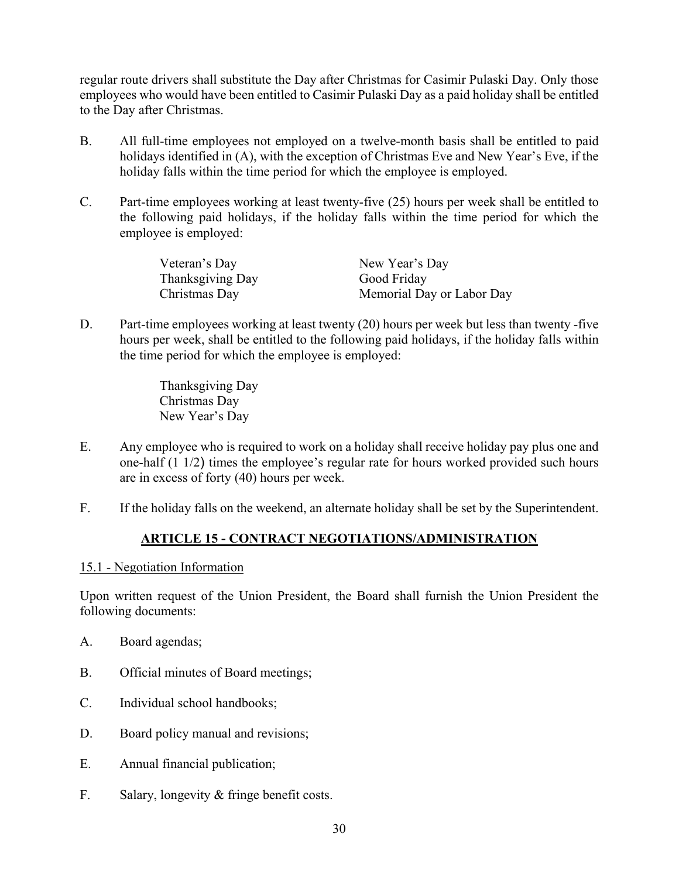regular route drivers shall substitute the Day after Christmas for Casimir Pulaski Day. Only those employees who would have been entitled to Casimir Pulaski Day as a paid holiday shall be entitled to the Day after Christmas.

B. All full-time employees not employed on a twelve-month basis shall be entitled to paid holidays identified in (A), with the exception of Christmas Eve and New Year's Eve, if the holiday falls within the time period for which the employee is employed.

C. Part-time employees working at least twenty-five (25) hours per week shall be entitled to the following paid holidays, if the holiday falls within the time period for which the employee is employed:

| | |
|---|---|
| Veteran's Day | New Year's Day |
| Thanksgiving Day | Good Friday |
| Christmas Day | Memorial Day or Labor Day |

D. Part-time employees working at least twenty (20) hours per week but less than twenty -five hours per week, shall be entitled to the following paid holidays, if the holiday falls within the time period for which the employee is employed:

Thanksgiving Day
Christmas Day
New Year's Day

E. Any employee who is required to work on a holiday shall receive holiday pay plus one and one-half (1 1/2) times the employee's regular rate for hours worked provided such hours are in excess of forty (40) hours per week.

F. If the holiday falls on the weekend, an alternate holiday shall be set by the Superintendent.

## ARTICLE 15 - CONTRACT NEGOTIATIONS/ADMINISTRATION

15.1 - Negotiation Information

Upon written request of the Union President, the Board shall furnish the Union President the following documents:

A. Board agendas;

B. Official minutes of Board meetings;

C. Individual school handbooks;

D. Board policy manual and revisions;

E. Annual financial publication;

F. Salary, longevity & fringe benefit costs.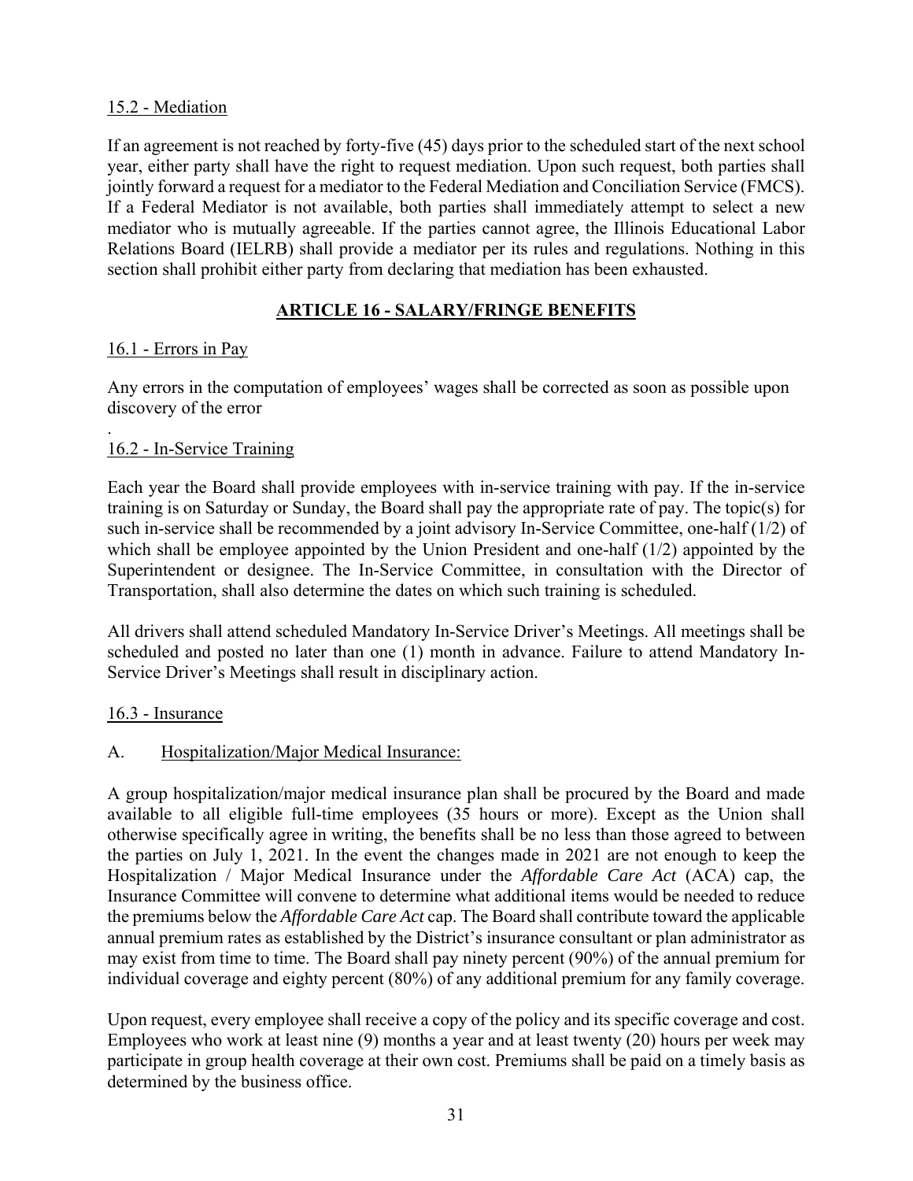15.2 - Mediation

If an agreement is not reached by forty-five (45) days prior to the scheduled start of the next school year, either party shall have the right to request mediation. Upon such request, both parties shall jointly forward a request for a mediator to the Federal Mediation and Conciliation Service (FMCS). If a Federal Mediator is not available, both parties shall immediately attempt to select a new mediator who is mutually agreeable. If the parties cannot agree, the Illinois Educational Labor Relations Board (IELRB) shall provide a mediator per its rules and regulations. Nothing in this section shall prohibit either party from declaring that mediation has been exhausted.

## ARTICLE 16 - SALARY/FRINGE BENEFITS

16.1 - Errors in Pay

Any errors in the computation of employees' wages shall be corrected as soon as possible upon discovery of the error

.

16.2 - In-Service Training

Each year the Board shall provide employees with in-service training with pay. If the in-service training is on Saturday or Sunday, the Board shall pay the appropriate rate of pay. The topic(s) for such in-service shall be recommended by a joint advisory In-Service Committee, one-half (1/2) of which shall be employee appointed by the Union President and one-half (1/2) appointed by the Superintendent or designee. The In-Service Committee, in consultation with the Director of Transportation, shall also determine the dates on which such training is scheduled.

All drivers shall attend scheduled Mandatory In-Service Driver's Meetings. All meetings shall be scheduled and posted no later than one (1) month in advance. Failure to attend Mandatory In-Service Driver's Meetings shall result in disciplinary action.

16.3 - Insurance

A. Hospitalization/Major Medical Insurance:

A group hospitalization/major medical insurance plan shall be procured by the Board and made available to all eligible full-time employees (35 hours or more). Except as the Union shall otherwise specifically agree in writing, the benefits shall be no less than those agreed to between the parties on July 1, 2021. In the event the changes made in 2021 are not enough to keep the Hospitalization / Major Medical Insurance under the *Affordable Care Act* (ACA) cap, the Insurance Committee will convene to determine what additional items would be needed to reduce the premiums below the *Affordable Care Act* cap. The Board shall contribute toward the applicable annual premium rates as established by the District's insurance consultant or plan administrator as may exist from time to time. The Board shall pay ninety percent (90%) of the annual premium for individual coverage and eighty percent (80%) of any additional premium for any family coverage.

Upon request, every employee shall receive a copy of the policy and its specific coverage and cost. Employees who work at least nine (9) months a year and at least twenty (20) hours per week may participate in group health coverage at their own cost. Premiums shall be paid on a timely basis as determined by the business office.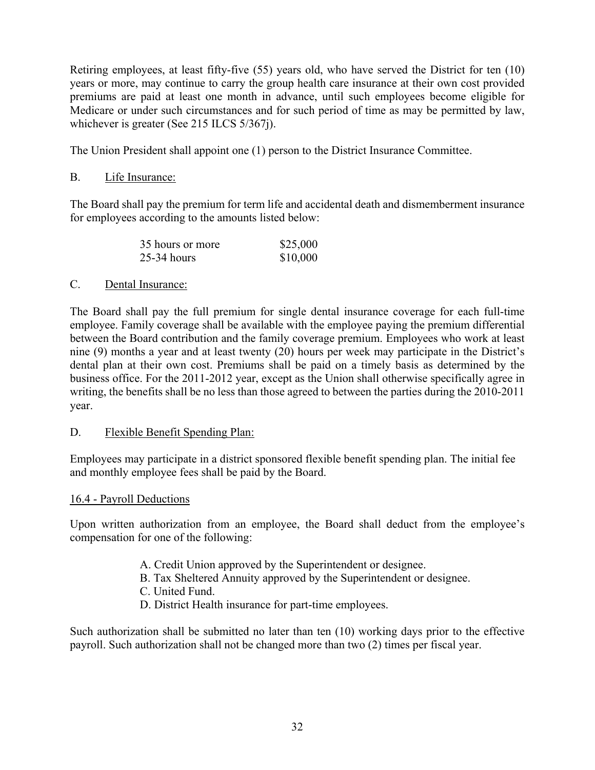Retiring employees, at least fifty-five (55) years old, who have served the District for ten (10) years or more, may continue to carry the group health care insurance at their own cost provided premiums are paid at least one month in advance, until such employees become eligible for Medicare or under such circumstances and for such period of time as may be permitted by law, whichever is greater (See 215 ILCS 5/367j).

The Union President shall appoint one (1) person to the District Insurance Committee.

B. <u>Life Insurance:</u>

The Board shall pay the premium for term life and accidental death and dismemberment insurance for employees according to the amounts listed below:

| | |
|---|---|
| 35 hours or more | \$25,000 |
| 25-34 hours | \$10,000 |

C. <u>Dental Insurance:</u>

The Board shall pay the full premium for single dental insurance coverage for each full-time employee. Family coverage shall be available with the employee paying the premium differential between the Board contribution and the family coverage premium. Employees who work at least nine (9) months a year and at least twenty (20) hours per week may participate in the District's dental plan at their own cost. Premiums shall be paid on a timely basis as determined by the business office. For the 2011-2012 year, except as the Union shall otherwise specifically agree in writing, the benefits shall be no less than those agreed to between the parties during the 2010-2011 year.

D. <u>Flexible Benefit Spending Plan:</u>

Employees may participate in a district sponsored flexible benefit spending plan. The initial fee and monthly employee fees shall be paid by the Board.

<u>16.4 - Payroll Deductions</u>

Upon written authorization from an employee, the Board shall deduct from the employee's compensation for one of the following:

A. Credit Union approved by the Superintendent or designee.
B. Tax Sheltered Annuity approved by the Superintendent or designee.
C. United Fund.
D. District Health insurance for part-time employees.

Such authorization shall be submitted no later than ten (10) working days prior to the effective payroll. Such authorization shall not be changed more than two (2) times per fiscal year.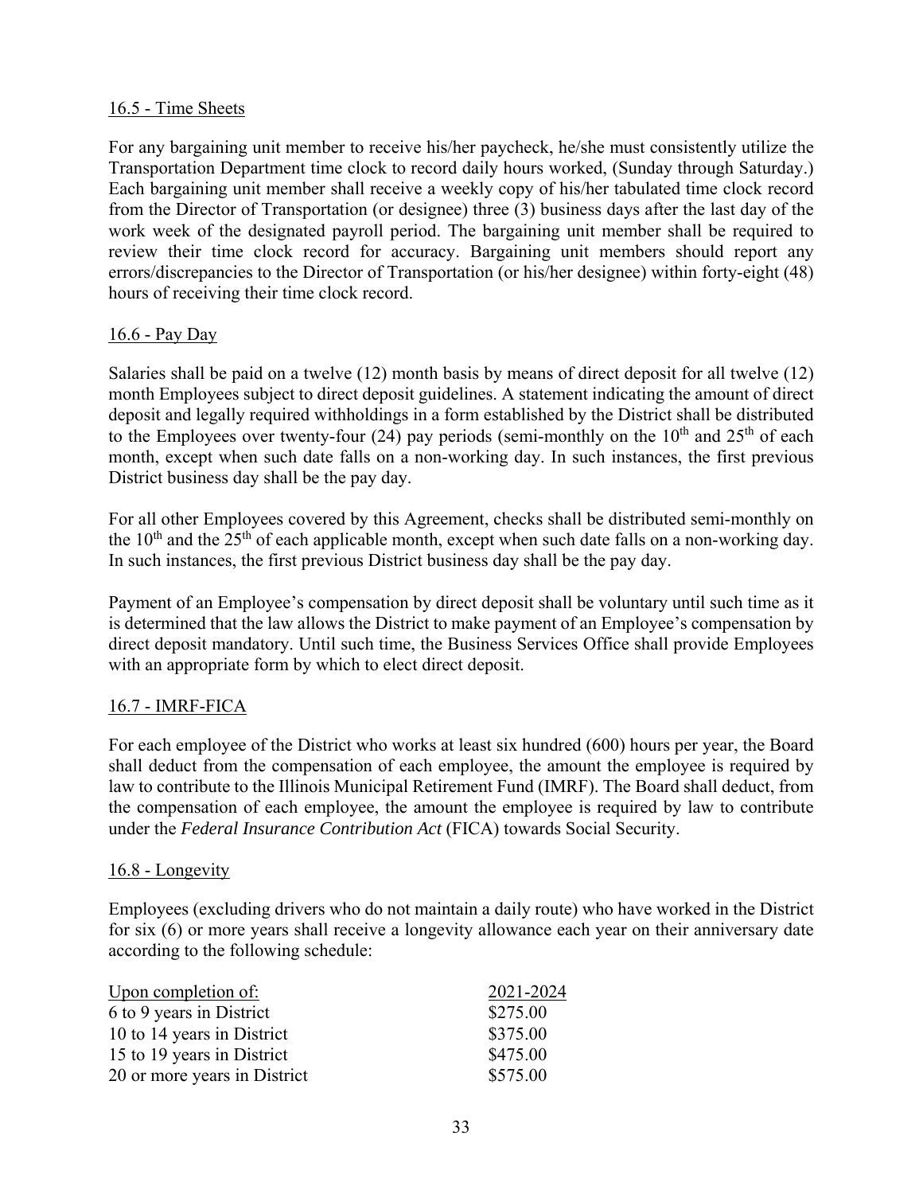16.5 - Time Sheets

For any bargaining unit member to receive his/her paycheck, he/she must consistently utilize the Transportation Department time clock to record daily hours worked, (Sunday through Saturday.) Each bargaining unit member shall receive a weekly copy of his/her tabulated time clock record from the Director of Transportation (or designee) three (3) business days after the last day of the work week of the designated payroll period. The bargaining unit member shall be required to review their time clock record for accuracy. Bargaining unit members should report any errors/discrepancies to the Director of Transportation (or his/her designee) within forty-eight (48) hours of receiving their time clock record.

16.6 - Pay Day

Salaries shall be paid on a twelve (12) month basis by means of direct deposit for all twelve (12) month Employees subject to direct deposit guidelines. A statement indicating the amount of direct deposit and legally required withholdings in a form established by the District shall be distributed to the Employees over twenty-four (24) pay periods (semi-monthly on the 10th and 25th of each month, except when such date falls on a non-working day. In such instances, the first previous District business day shall be the pay day.

For all other Employees covered by this Agreement, checks shall be distributed semi-monthly on the 10th and the 25th of each applicable month, except when such date falls on a non-working day. In such instances, the first previous District business day shall be the pay day.

Payment of an Employee's compensation by direct deposit shall be voluntary until such time as it is determined that the law allows the District to make payment of an Employee's compensation by direct deposit mandatory. Until such time, the Business Services Office shall provide Employees with an appropriate form by which to elect direct deposit.

16.7 - IMRF-FICA

For each employee of the District who works at least six hundred (600) hours per year, the Board shall deduct from the compensation of each employee, the amount the employee is required by law to contribute to the Illinois Municipal Retirement Fund (IMRF). The Board shall deduct, from the compensation of each employee, the amount the employee is required by law to contribute under the *Federal Insurance Contribution Act* (FICA) towards Social Security.

16.8 - Longevity

Employees (excluding drivers who do not maintain a daily route) who have worked in the District for six (6) or more years shall receive a longevity allowance each year on their anniversary date according to the following schedule:

| Upon completion of: | 2021-2024 |
|---|---|
| 6 to 9 years in District | $275.00 |
| 10 to 14 years in District | $375.00 |
| 15 to 19 years in District | $475.00 |
| 20 or more years in District | $575.00 |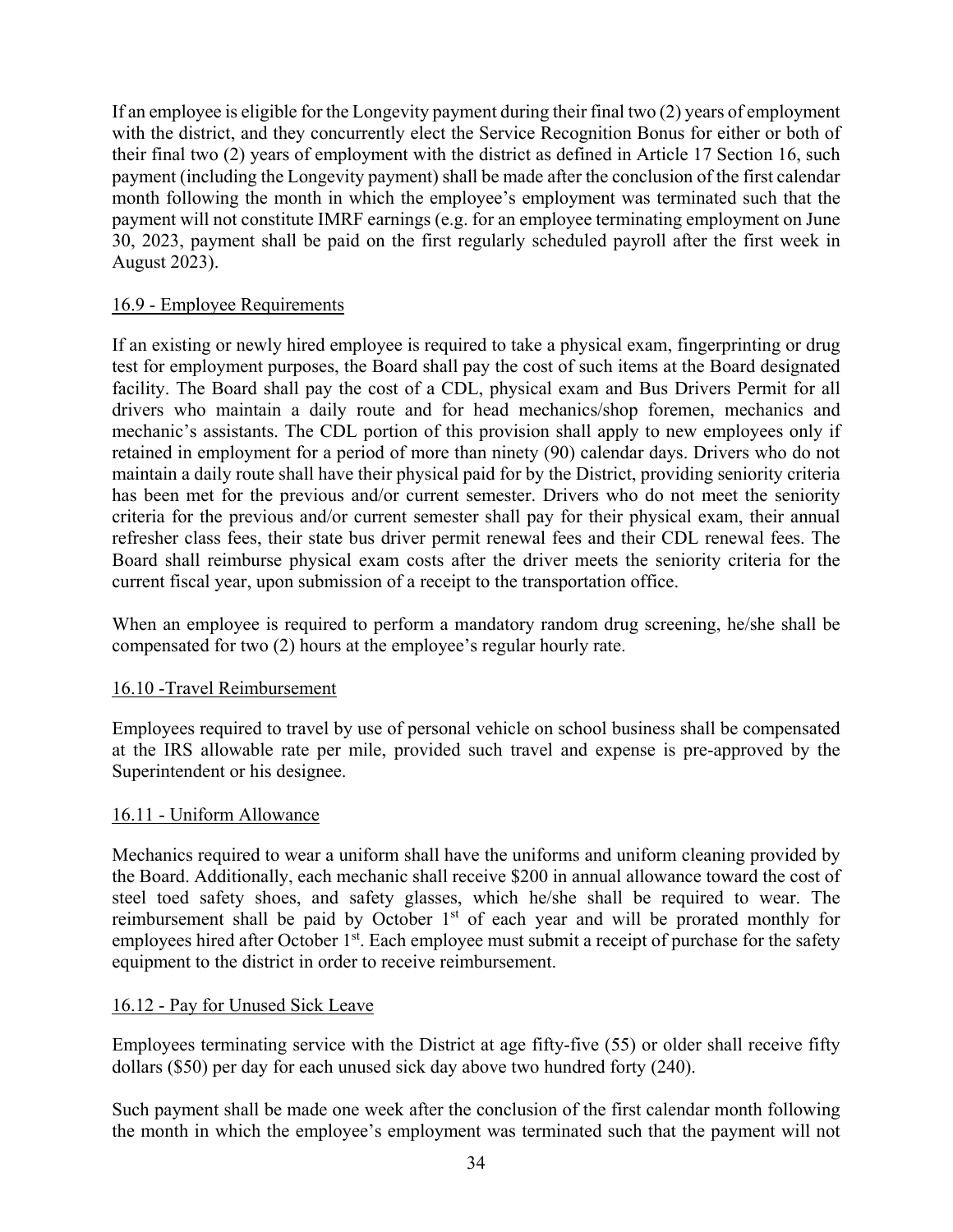If an employee is eligible for the Longevity payment during their final two (2) years of employment with the district, and they concurrently elect the Service Recognition Bonus for either or both of their final two (2) years of employment with the district as defined in Article 17 Section 16, such payment (including the Longevity payment) shall be made after the conclusion of the first calendar month following the month in which the employee's employment was terminated such that the payment will not constitute IMRF earnings (e.g. for an employee terminating employment on June 30, 2023, payment shall be paid on the first regularly scheduled payroll after the first week in August 2023).

<u>16.9 - Employee Requirements</u>

If an existing or newly hired employee is required to take a physical exam, fingerprinting or drug test for employment purposes, the Board shall pay the cost of such items at the Board designated facility. The Board shall pay the cost of a CDL, physical exam and Bus Drivers Permit for all drivers who maintain a daily route and for head mechanics/shop foremen, mechanics and mechanic's assistants. The CDL portion of this provision shall apply to new employees only if retained in employment for a period of more than ninety (90) calendar days. Drivers who do not maintain a daily route shall have their physical paid for by the District, providing seniority criteria has been met for the previous and/or current semester. Drivers who do not meet the seniority criteria for the previous and/or current semester shall pay for their physical exam, their annual refresher class fees, their state bus driver permit renewal fees and their CDL renewal fees. The Board shall reimburse physical exam costs after the driver meets the seniority criteria for the current fiscal year, upon submission of a receipt to the transportation office.

When an employee is required to perform a mandatory random drug screening, he/she shall be compensated for two (2) hours at the employee's regular hourly rate.

<u>16.10 -Travel Reimbursement</u>

Employees required to travel by use of personal vehicle on school business shall be compensated at the IRS allowable rate per mile, provided such travel and expense is pre-approved by the Superintendent or his designee.

<u>16.11 - Uniform Allowance</u>

Mechanics required to wear a uniform shall have the uniforms and uniform cleaning provided by the Board. Additionally, each mechanic shall receive $200 in annual allowance toward the cost of steel toed safety shoes, and safety glasses, which he/she shall be required to wear. The reimbursement shall be paid by October 1st of each year and will be prorated monthly for employees hired after October 1st. Each employee must submit a receipt of purchase for the safety equipment to the district in order to receive reimbursement.

<u>16.12 - Pay for Unused Sick Leave</u>

Employees terminating service with the District at age fifty-five (55) or older shall receive fifty dollars ($50) per day for each unused sick day above two hundred forty (240).

Such payment shall be made one week after the conclusion of the first calendar month following the month in which the employee's employment was terminated such that the payment will not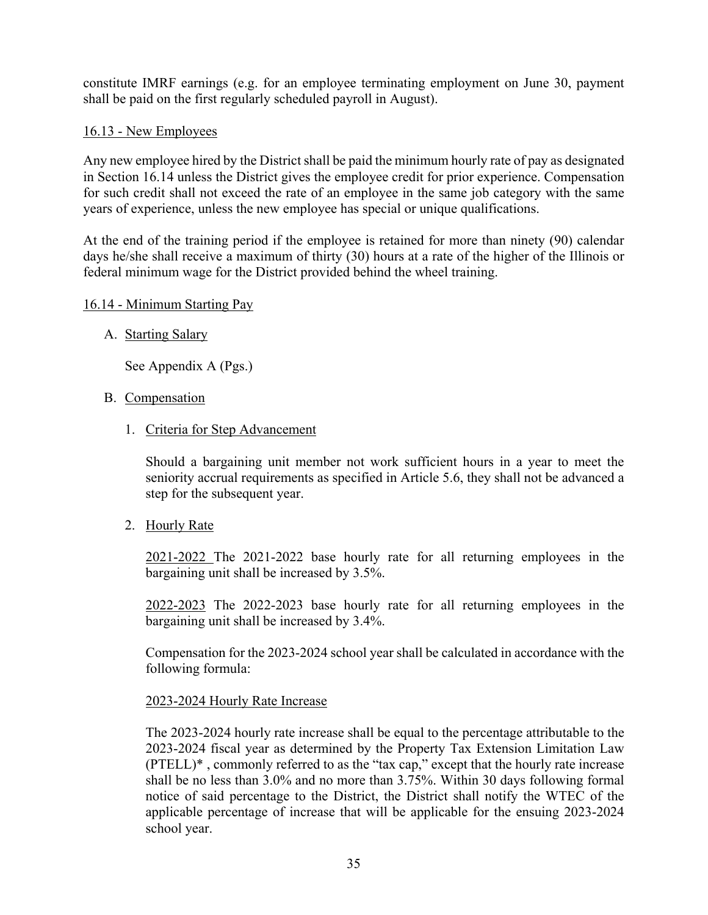constitute IMRF earnings (e.g. for an employee terminating employment on June 30, payment shall be paid on the first regularly scheduled payroll in August).

16.13 - New Employees

Any new employee hired by the District shall be paid the minimum hourly rate of pay as designated in Section 16.14 unless the District gives the employee credit for prior experience. Compensation for such credit shall not exceed the rate of an employee in the same job category with the same years of experience, unless the new employee has special or unique qualifications.

At the end of the training period if the employee is retained for more than ninety (90) calendar days he/she shall receive a maximum of thirty (30) hours at a rate of the higher of the Illinois or federal minimum wage for the District provided behind the wheel training.

16.14 - Minimum Starting Pay

A. Starting Salary

   See Appendix A (Pgs.)

B. Compensation

   1. Criteria for Step Advancement

      Should a bargaining unit member not work sufficient hours in a year to meet the seniority accrual requirements as specified in Article 5.6, they shall not be advanced a step for the subsequent year.

   2. Hourly Rate

      2021-2022 The 2021-2022 base hourly rate for all returning employees in the bargaining unit shall be increased by 3.5%.

      2022-2023 The 2022-2023 base hourly rate for all returning employees in the bargaining unit shall be increased by 3.4%.

      Compensation for the 2023-2024 school year shall be calculated in accordance with the following formula:

      2023-2024 Hourly Rate Increase

      The 2023-2024 hourly rate increase shall be equal to the percentage attributable to the 2023-2024 fiscal year as determined by the Property Tax Extension Limitation Law (PTELL)* , commonly referred to as the "tax cap," except that the hourly rate increase shall be no less than 3.0% and no more than 3.75%. Within 30 days following formal notice of said percentage to the District, the District shall notify the WTEC of the applicable percentage of increase that will be applicable for the ensuing 2023-2024 school year.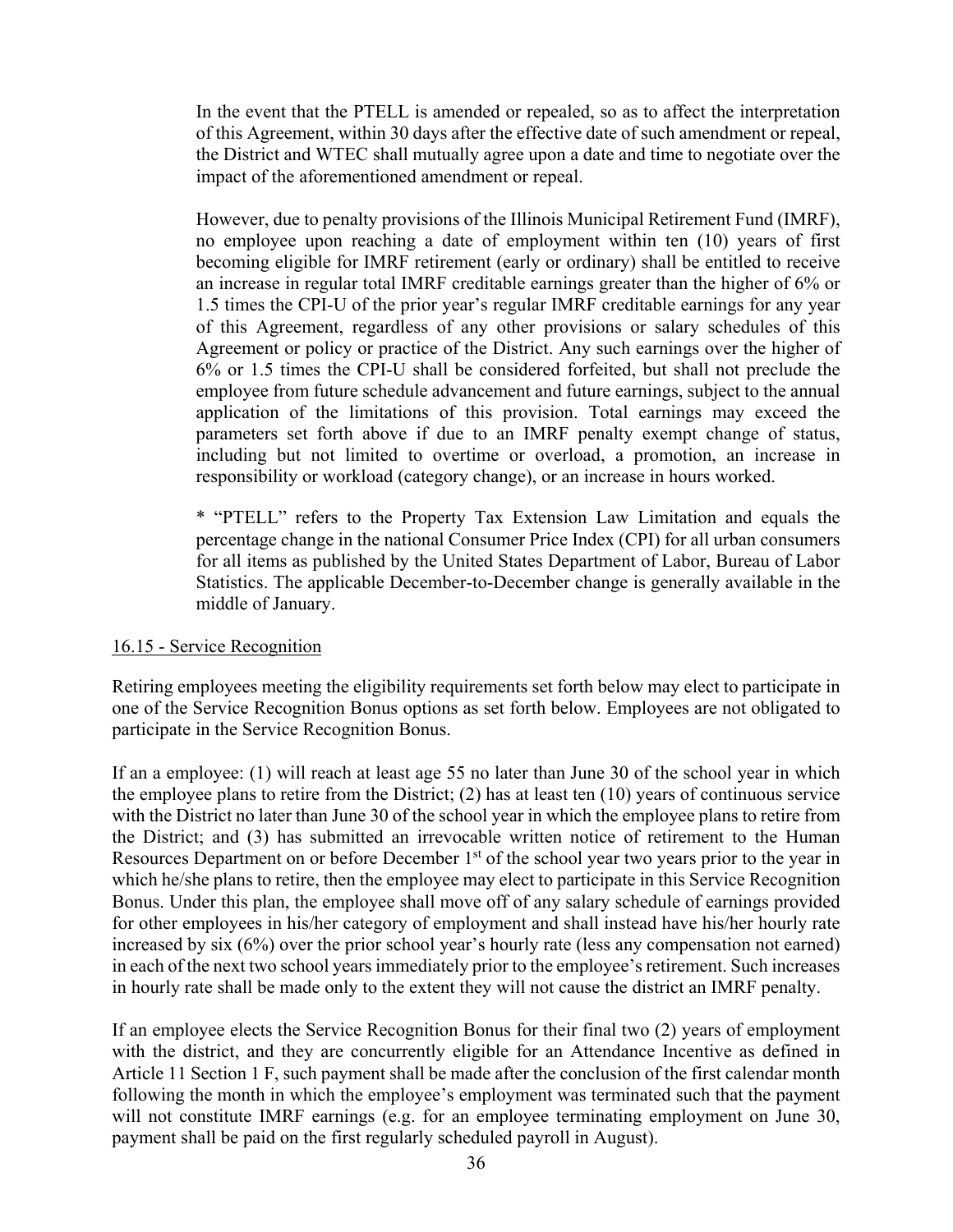In the event that the PTELL is amended or repealed, so as to affect the interpretation of this Agreement, within 30 days after the effective date of such amendment or repeal, the District and WTEC shall mutually agree upon a date and time to negotiate over the impact of the aforementioned amendment or repeal.

However, due to penalty provisions of the Illinois Municipal Retirement Fund (IMRF), no employee upon reaching a date of employment within ten (10) years of first becoming eligible for IMRF retirement (early or ordinary) shall be entitled to receive an increase in regular total IMRF creditable earnings greater than the higher of 6% or 1.5 times the CPI-U of the prior year's regular IMRF creditable earnings for any year of this Agreement, regardless of any other provisions or salary schedules of this Agreement or policy or practice of the District. Any such earnings over the higher of 6% or 1.5 times the CPI-U shall be considered forfeited, but shall not preclude the employee from future schedule advancement and future earnings, subject to the annual application of the limitations of this provision. Total earnings may exceed the parameters set forth above if due to an IMRF penalty exempt change of status, including but not limited to overtime or overload, a promotion, an increase in responsibility or workload (category change), or an increase in hours worked.

* "PTELL" refers to the Property Tax Extension Law Limitation and equals the percentage change in the national Consumer Price Index (CPI) for all urban consumers for all items as published by the United States Department of Labor, Bureau of Labor Statistics. The applicable December-to-December change is generally available in the middle of January.

<u>16.15 - Service Recognition</u>

Retiring employees meeting the eligibility requirements set forth below may elect to participate in one of the Service Recognition Bonus options as set forth below. Employees are not obligated to participate in the Service Recognition Bonus.

If an a employee: (1) will reach at least age 55 no later than June 30 of the school year in which the employee plans to retire from the District; (2) has at least ten (10) years of continuous service with the District no later than June 30 of the school year in which the employee plans to retire from the District; and (3) has submitted an irrevocable written notice of retirement to the Human Resources Department on or before December 1st of the school year two years prior to the year in which he/she plans to retire, then the employee may elect to participate in this Service Recognition Bonus. Under this plan, the employee shall move off of any salary schedule of earnings provided for other employees in his/her category of employment and shall instead have his/her hourly rate increased by six (6%) over the prior school year's hourly rate (less any compensation not earned) in each of the next two school years immediately prior to the employee's retirement. Such increases in hourly rate shall be made only to the extent they will not cause the district an IMRF penalty.

If an employee elects the Service Recognition Bonus for their final two (2) years of employment with the district, and they are concurrently eligible for an Attendance Incentive as defined in Article 11 Section 1 F, such payment shall be made after the conclusion of the first calendar month following the month in which the employee's employment was terminated such that the payment will not constitute IMRF earnings (e.g. for an employee terminating employment on June 30, payment shall be paid on the first regularly scheduled payroll in August).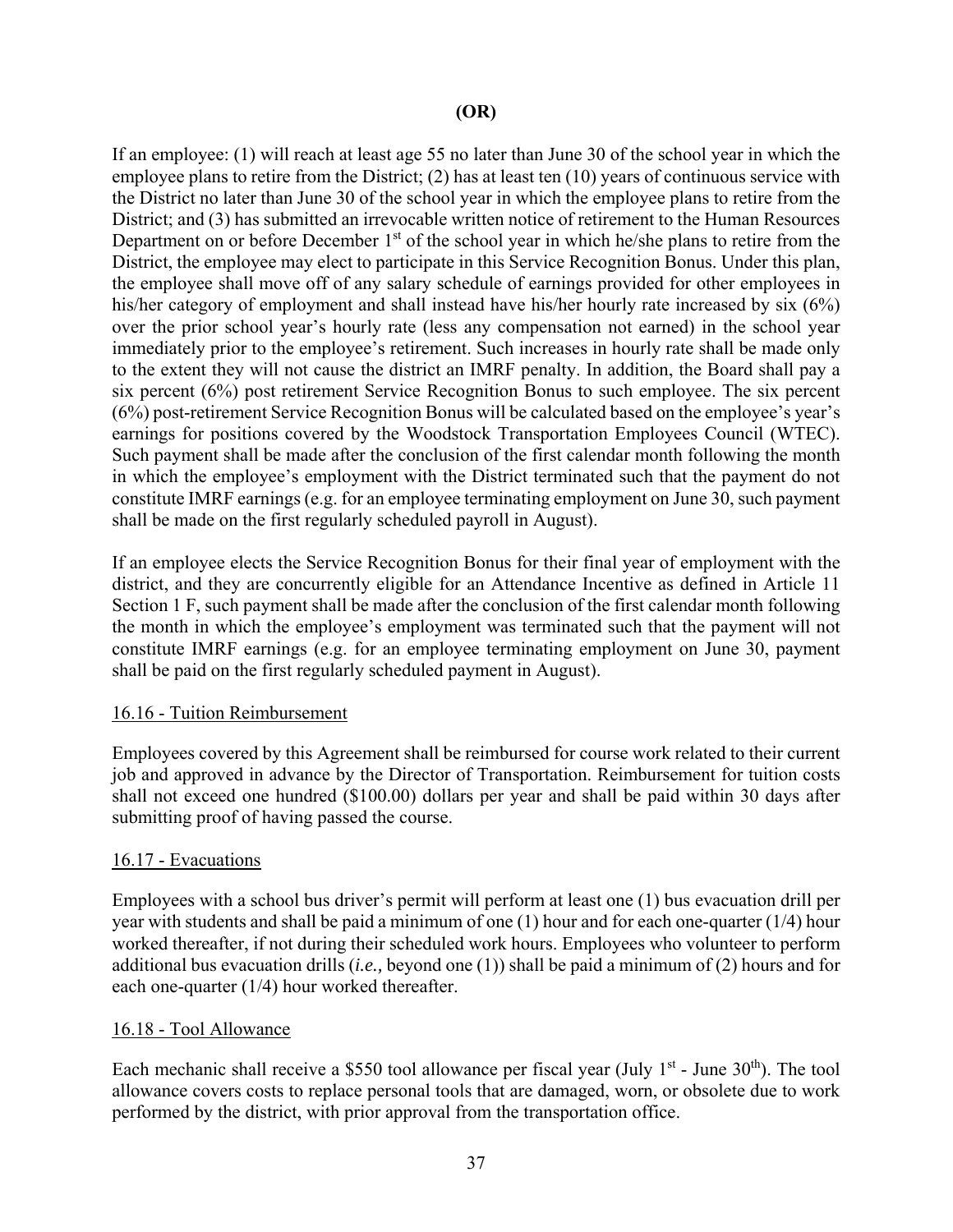**(OR)**

If an employee: (1) will reach at least age 55 no later than June 30 of the school year in which the employee plans to retire from the District; (2) has at least ten (10) years of continuous service with the District no later than June 30 of the school year in which the employee plans to retire from the District; and (3) has submitted an irrevocable written notice of retirement to the Human Resources Department on or before December 1st of the school year in which he/she plans to retire from the District, the employee may elect to participate in this Service Recognition Bonus. Under this plan, the employee shall move off of any salary schedule of earnings provided for other employees in his/her category of employment and shall instead have his/her hourly rate increased by six (6%) over the prior school year's hourly rate (less any compensation not earned) in the school year immediately prior to the employee's retirement. Such increases in hourly rate shall be made only to the extent they will not cause the district an IMRF penalty. In addition, the Board shall pay a six percent (6%) post retirement Service Recognition Bonus to such employee. The six percent (6%) post-retirement Service Recognition Bonus will be calculated based on the employee's year's earnings for positions covered by the Woodstock Transportation Employees Council (WTEC). Such payment shall be made after the conclusion of the first calendar month following the month in which the employee's employment with the District terminated such that the payment do not constitute IMRF earnings (e.g. for an employee terminating employment on June 30, such payment shall be made on the first regularly scheduled payroll in August).

If an employee elects the Service Recognition Bonus for their final year of employment with the district, and they are concurrently eligible for an Attendance Incentive as defined in Article 11 Section 1 F, such payment shall be made after the conclusion of the first calendar month following the month in which the employee's employment was terminated such that the payment will not constitute IMRF earnings (e.g. for an employee terminating employment on June 30, payment shall be paid on the first regularly scheduled payment in August).

## 16.16 - Tuition Reimbursement

Employees covered by this Agreement shall be reimbursed for course work related to their current job and approved in advance by the Director of Transportation. Reimbursement for tuition costs shall not exceed one hundred ($100.00) dollars per year and shall be paid within 30 days after submitting proof of having passed the course.

## 16.17 - Evacuations

Employees with a school bus driver's permit will perform at least one (1) bus evacuation drill per year with students and shall be paid a minimum of one (1) hour and for each one-quarter (1/4) hour worked thereafter, if not during their scheduled work hours. Employees who volunteer to perform additional bus evacuation drills (*i.e.,* beyond one (1)) shall be paid a minimum of (2) hours and for each one-quarter (1/4) hour worked thereafter.

## 16.18 - Tool Allowance

Each mechanic shall receive a $550 tool allowance per fiscal year (July 1st - June 30th). The tool allowance covers costs to replace personal tools that are damaged, worn, or obsolete due to work performed by the district, with prior approval from the transportation office.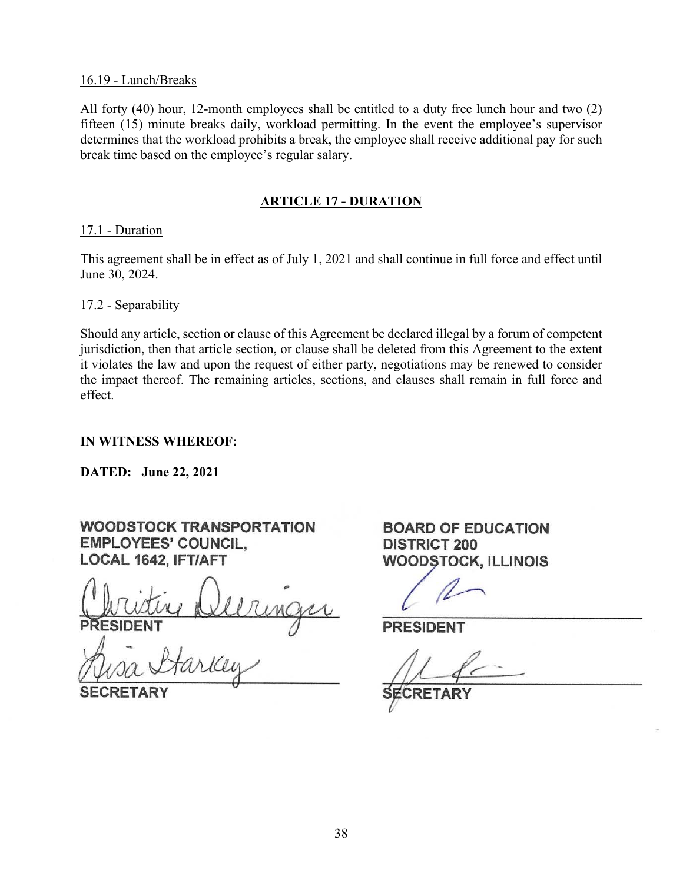16.19 - Lunch/Breaks

All forty (40) hour, 12-month employees shall be entitled to a duty free lunch hour and two (2) fifteen (15) minute breaks daily, workload permitting. In the event the employee's supervisor determines that the workload prohibits a break, the employee shall receive additional pay for such break time based on the employee's regular salary.

## ARTICLE 17 - DURATION

17.1 - Duration

This agreement shall be in effect as of July 1, 2021 and shall continue in full force and effect until June 30, 2024.

17.2 - Separability

Should any article, section or clause of this Agreement be declared illegal by a forum of competent jurisdiction, then that article section, or clause shall be deleted from this Agreement to the extent it violates the law and upon the request of either party, negotiations may be renewed to consider the impact thereof. The remaining articles, sections, and clauses shall remain in full force and effect.

**IN WITNESS WHEREOF:**

**DATED: June 22, 2021**

**WOODSTOCK TRANSPORTATION EMPLOYEES' COUNCIL, LOCAL 1642, IFT/AFT**

Christine Deeringer
**PRESIDENT**

Lisa Starkey
**SECRETARY**

**BOARD OF EDUCATION DISTRICT 200 WOODSTOCK, ILLINOIS**

**PRESIDENT**

**SECRETARY**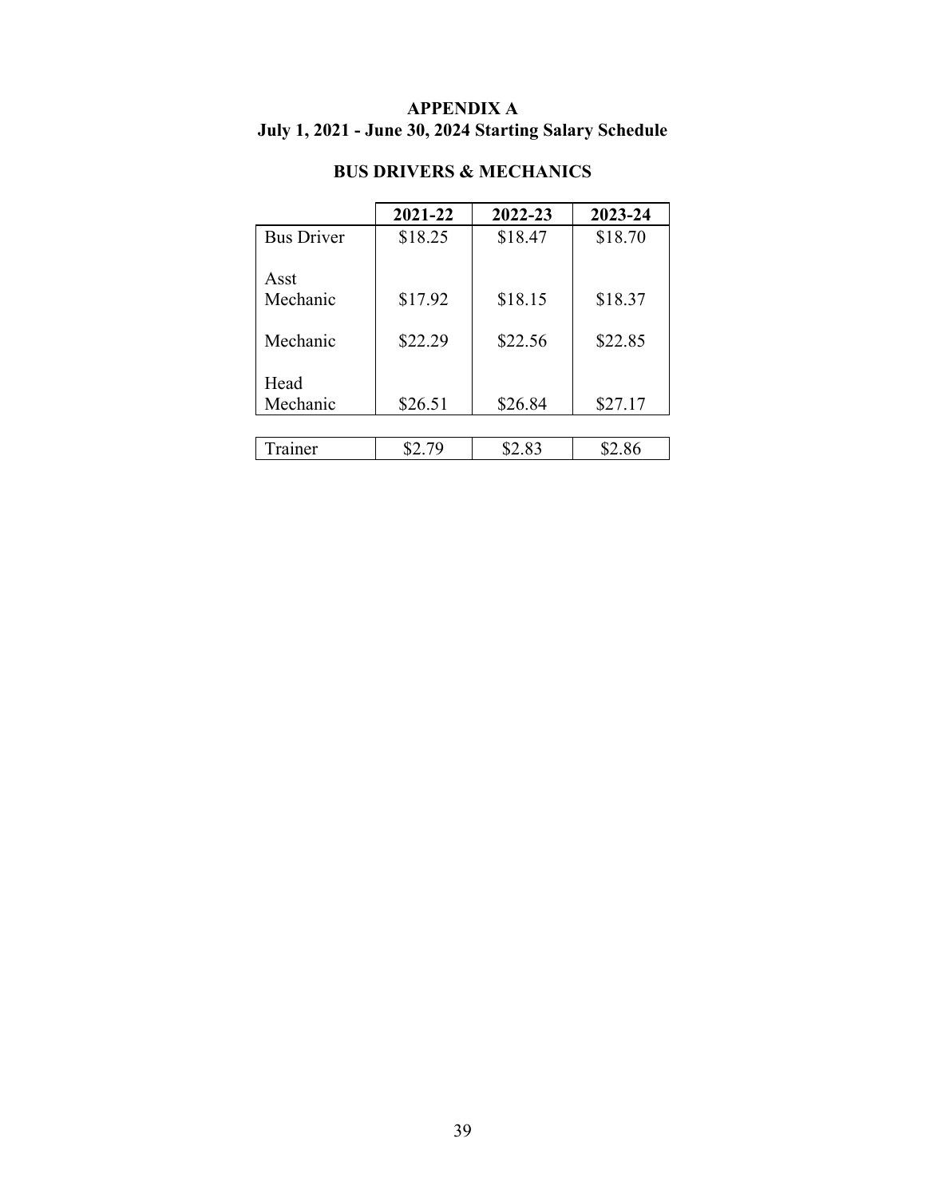# APPENDIX A
## July 1, 2021 - June 30, 2024 Starting Salary Schedule

### BUS DRIVERS & MECHANICS

| | 2021-22 | 2022-23 | 2023-24 |
|---|---|---|---|
| Bus Driver | $18.25 | $18.47 | $18.70 |
| Asst Mechanic | $17.92 | $18.15 | $18.37 |
| Mechanic | $22.29 | $22.56 | $22.85 |
| Head Mechanic | $26.51 | $26.84 | $27.17 |
| Trainer | $2.79 | $2.83 | $2.86 |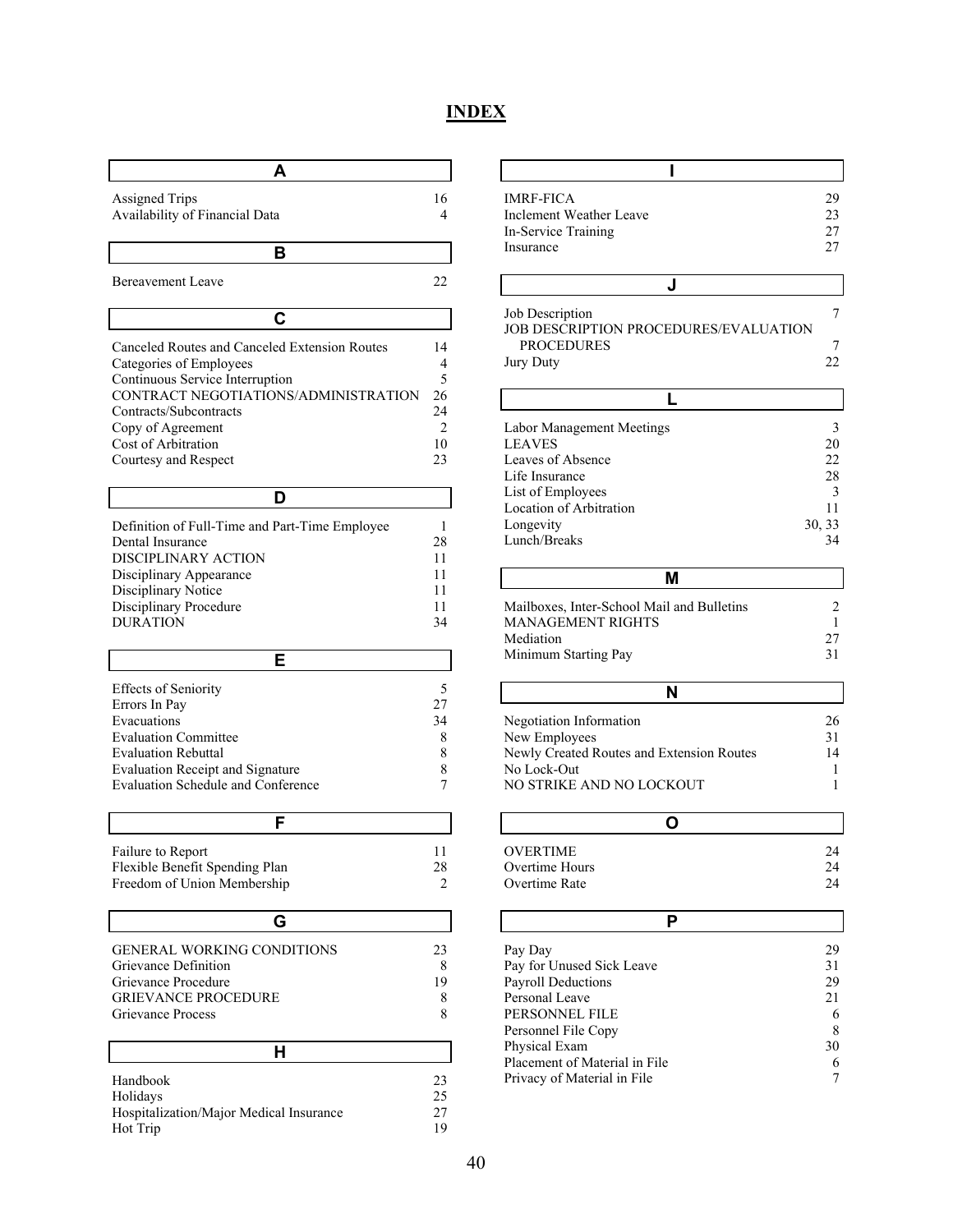# INDEX

## A

| | |
|---|---|
| Assigned Trips | 16 |
| Availability of Financial Data | 4 |

## B

| | |
|---|---|
| Bereavement Leave | 22 |

## C

| | |
|---|---|
| Canceled Routes and Canceled Extension Routes | 14 |
| Categories of Employees | 4 |
| Continuous Service Interruption | 5 |
| CONTRACT NEGOTIATIONS/ADMINISTRATION | 26 |
| Contracts/Subcontracts | 24 |
| Copy of Agreement | 2 |
| Cost of Arbitration | 10 |
| Courtesy and Respect | 23 |

## D

| | |
|---|---|
| Definition of Full-Time and Part-Time Employee | 1 |
| Dental Insurance | 28 |
| DISCIPLINARY ACTION | 11 |
| Disciplinary Appearance | 11 |
| Disciplinary Notice | 11 |
| Disciplinary Procedure | 11 |
| DURATION | 34 |

## E

| | |
|---|---|
| Effects of Seniority | 5 |
| Errors In Pay | 27 |
| Evacuations | 34 |
| Evaluation Committee | 8 |
| Evaluation Rebuttal | 8 |
| Evaluation Receipt and Signature | 8 |
| Evaluation Schedule and Conference | 7 |

## F

| | |
|---|---|
| Failure to Report | 11 |
| Flexible Benefit Spending Plan | 28 |
| Freedom of Union Membership | 2 |

## G

| | |
|---|---|
| GENERAL WORKING CONDITIONS | 23 |
| Grievance Definition | 8 |
| Grievance Procedure | 19 |
| GRIEVANCE PROCEDURE | 8 |
| Grievance Process | 8 |

## H

| | |
|---|---|
| Handbook | 23 |
| Holidays | 25 |
| Hospitalization/Major Medical Insurance | 27 |
| Hot Trip | 19 |

## I

| | |
|---|---|
| IMRF-FICA | 29 |
| Inclement Weather Leave | 23 |
| In-Service Training | 27 |
| Insurance | 27 |

## J

| | |
|---|---|
| Job Description | 7 |
| JOB DESCRIPTION PROCEDURES/EVALUATION PROCEDURES | 7 |
| Jury Duty | 22 |

## L

| | |
|---|---|
| Labor Management Meetings | 3 |
| LEAVES | 20 |
| Leaves of Absence | 22 |
| Life Insurance | 28 |
| List of Employees | 3 |
| Location of Arbitration | 11 |
| Longevity | 30, 33 |
| Lunch/Breaks | 34 |

## M

| | |
|---|---|
| Mailboxes, Inter-School Mail and Bulletins | 2 |
| MANAGEMENT RIGHTS | 1 |
| Mediation | 27 |
| Minimum Starting Pay | 31 |

## N

| | |
|---|---|
| Negotiation Information | 26 |
| New Employees | 31 |
| Newly Created Routes and Extension Routes | 14 |
| No Lock-Out | 1 |
| NO STRIKE AND NO LOCKOUT | 1 |

## O

| | |
|---|---|
| OVERTIME | 24 |
| Overtime Hours | 24 |
| Overtime Rate | 24 |

## P

| | |
|---|---|
| Pay Day | 29 |
| Pay for Unused Sick Leave | 31 |
| Payroll Deductions | 29 |
| Personal Leave | 21 |
| PERSONNEL FILE | 6 |
| Personnel File Copy | 8 |
| Physical Exam | 30 |
| Placement of Material in File | 6 |
| Privacy of Material in File | 7 |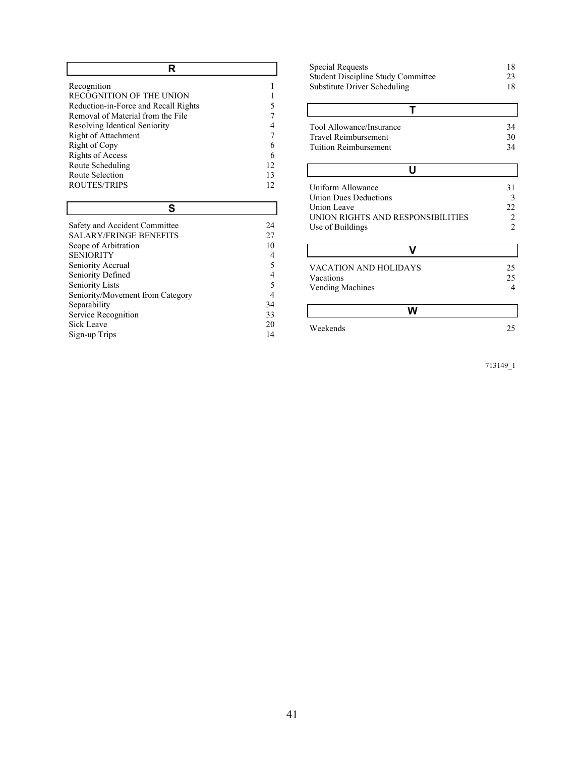## R

| | |
|---|---|
| Recognition | 1 |
| RECOGNITION OF THE UNION | 1 |
| Reduction-in-Force and Recall Rights | 5 |
| Removal of Material from the File | 7 |
| Resolving Identical Seniority | 4 |
| Right of Attachment | 7 |
| Right of Copy | 6 |
| Rights of Access | 6 |
| Route Scheduling | 12 |
| Route Selection | 13 |
| ROUTES/TRIPS | 12 |

## S

| | |
|---|---|
| Safety and Accident Committee | 24 |
| SALARY/FRINGE BENEFITS | 27 |
| Scope of Arbitration | 10 |
| SENIORITY | 4 |
| Seniority Accrual | 5 |
| Seniority Defined | 4 |
| Seniority Lists | 5 |
| Seniority/Movement from Category | 4 |
| Separability | 34 |
| Service Recognition | 33 |
| Sick Leave | 20 |
| Sign-up Trips | 14 |
| Special Requests | 18 |
| Student Discipline Study Committee | 23 |
| Substitute Driver Scheduling | 18 |

## T

| | |
|---|---|
| Tool Allowance/Insurance | 34 |
| Travel Reimbursement | 30 |
| Tuition Reimbursement | 34 |

## U

| | |
|---|---|
| Uniform Allowance | 31 |
| Union Dues Deductions | 3 |
| Union Leave | 22 |
| UNION RIGHTS AND RESPONSIBILITIES | 2 |
| Use of Buildings | 2 |

## V

| | |
|---|---|
| VACATION AND HOLIDAYS | 25 |
| Vacations | 25 |
| Vending Machines | 4 |

## W

| | |
|---|---|
| Weekends | 25 |

713149_1